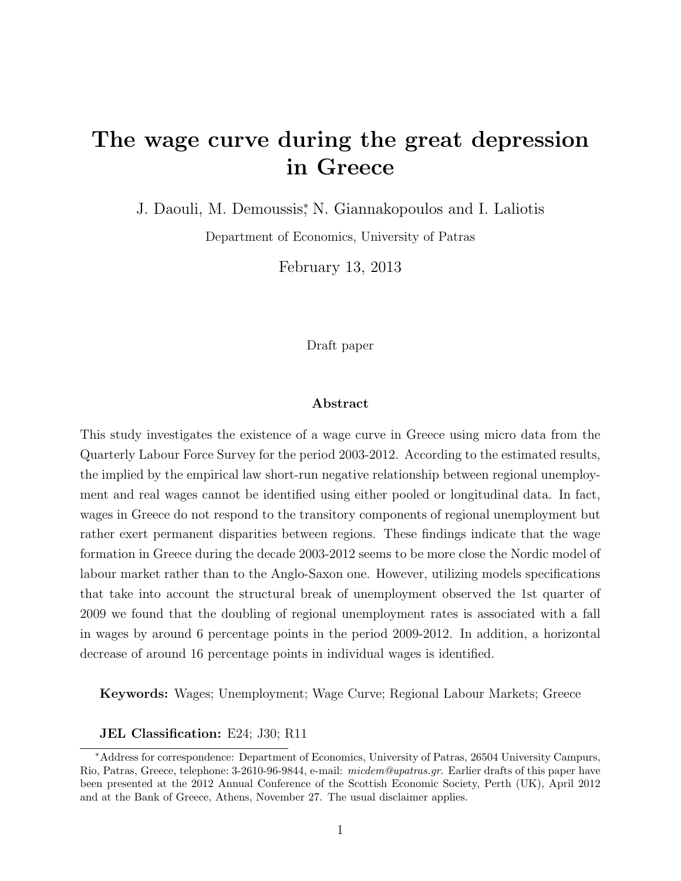# The wage curve during the great depression in Greece

J. Daouli, M. Demoussis*, N. Giannakopoulos and I. Laliotis

Department of Economics, University of Patras

February 13, 2013

Draft paper

## Abstract

This study investigates the existence of a wage curve in Greece using micro data from the Quarterly Labour Force Survey for the period 2003-2012. According to the estimated results, the implied by the empirical law short-run negative relationship between regional unemployment and real wages cannot be identified using either pooled or longitudinal data. In fact, wages in Greece do not respond to the transitory components of regional unemployment but rather exert permanent disparities between regions. These findings indicate that the wage formation in Greece during the decade 2003-2012 seems to be more close the Nordic model of labour market rather than to the Anglo-Saxon one. However, utilizing models specifications that take into account the structural break of unemployment observed the 1st quarter of 2009 we found that the doubling of regional unemployment rates is associated with a fall in wages by around 6 percentage points in the period 2009-2012. In addition, a horizontal decrease of around 16 percentage points in individual wages is identified.

**Keywords:** Wages; Unemployment; Wage Curve; Regional Labour Markets; Greece

**JEL Classification:** E24; J30; R11

*Address for correspondence: Department of Economics, University of Patras, 26504 University Campurs, Rio, Patras, Greece, telephone: 3-2610-96-9844, e-mail: *micdem@upatras.gr*. Earlier drafts of this paper have been presented at the 2012 Annual Conference of the Scottish Economic Society, Perth (UK), April 2012 and at the Bank of Greece, Athens, November 27. The usual disclaimer applies.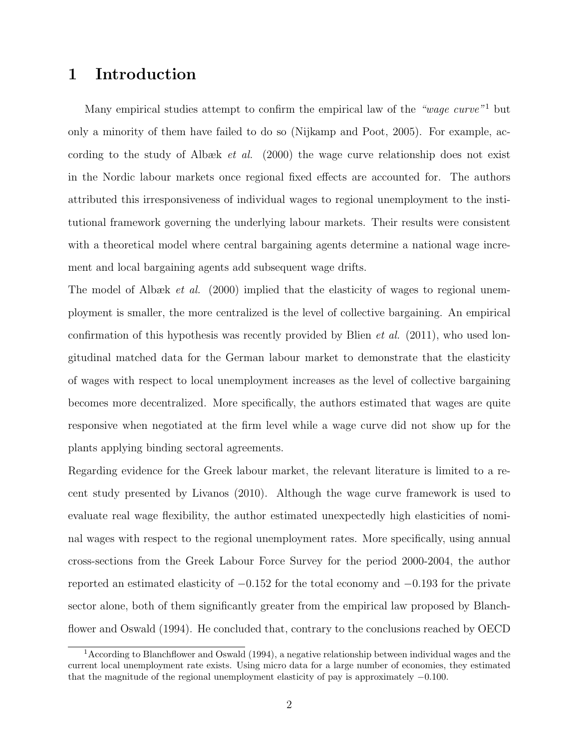# 1 Introduction

Many empirical studies attempt to confirm the empirical law of the *"wage curve"*[1] but only a minority of them have failed to do so (Nijkamp and Poot, 2005). For example, according to the study of Albæk *et al.* (2000) the wage curve relationship does not exist in the Nordic labour markets once regional fixed effects are accounted for. The authors attributed this irresponsiveness of individual wages to regional unemployment to the institutional framework governing the underlying labour markets. Their results were consistent with a theoretical model where central bargaining agents determine a national wage increment and local bargaining agents add subsequent wage drifts.

The model of Albæk *et al.* (2000) implied that the elasticity of wages to regional unemployment is smaller, the more centralized is the level of collective bargaining. An empirical confirmation of this hypothesis was recently provided by Blien *et al.* (2011), who used longitudinal matched data for the German labour market to demonstrate that the elasticity of wages with respect to local unemployment increases as the level of collective bargaining becomes more decentralized. More specifically, the authors estimated that wages are quite responsive when negotiated at the firm level while a wage curve did not show up for the plants applying binding sectoral agreements.

Regarding evidence for the Greek labour market, the relevant literature is limited to a recent study presented by Livanos (2010). Although the wage curve framework is used to evaluate real wage flexibility, the author estimated unexpectedly high elasticities of nominal wages with respect to the regional unemployment rates. More specifically, using annual cross-sections from the Greek Labour Force Survey for the period 2000-2004, the author reported an estimated elasticity of $-0.152$ for the total economy and $-0.193$ for the private sector alone, both of them significantly greater from the empirical law proposed by Blanchflower and Oswald (1994). He concluded that, contrary to the conclusions reached by OECD

[1] According to Blanchflower and Oswald (1994), a negative relationship between individual wages and the current local unemployment rate exists. Using micro data for a large number of economies, they estimated that the magnitude of the regional unemployment elasticity of pay is approximately $-0.100$.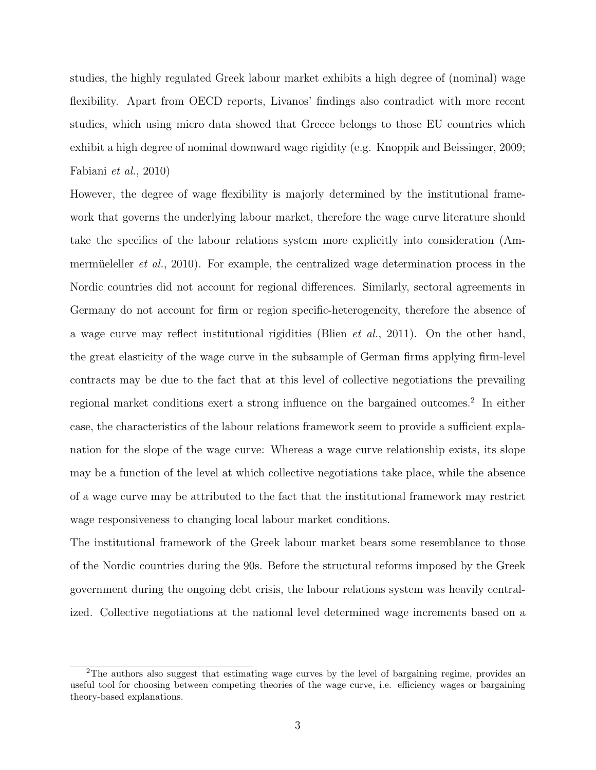studies, the highly regulated Greek labour market exhibits a high degree of (nominal) wage flexibility. Apart from OECD reports, Livanos' findings also contradict with more recent studies, which using micro data showed that Greece belongs to those EU countries which exhibit a high degree of nominal downward wage rigidity (e.g. Knoppik and Beissinger, 2009; Fabiani *et al.*, 2010)

However, the degree of wage flexibility is majorly determined by the institutional framework that governs the underlying labour market, therefore the wage curve literature should take the specifics of the labour relations system more explicitly into consideration (Ammermüeleller *et al.*, 2010). For example, the centralized wage determination process in the Nordic countries did not account for regional differences. Similarly, sectoral agreements in Germany do not account for firm or region specific-heterogeneity, therefore the absence of a wage curve may reflect institutional rigidities (Blien *et al.*, 2011). On the other hand, the great elasticity of the wage curve in the subsample of German firms applying firm-level contracts may be due to the fact that at this level of collective negotiations the prevailing regional market conditions exert a strong influence on the bargained outcomes.[2] In either case, the characteristics of the labour relations framework seem to provide a sufficient explanation for the slope of the wage curve: Whereas a wage curve relationship exists, its slope may be a function of the level at which collective negotiations take place, while the absence of a wage curve may be attributed to the fact that the institutional framework may restrict wage responsiveness to changing local labour market conditions.

The institutional framework of the Greek labour market bears some resemblance to those of the Nordic countries during the 90s. Before the structural reforms imposed by the Greek government during the ongoing debt crisis, the labour relations system was heavily centralized. Collective negotiations at the national level determined wage increments based on a

---

[2] The authors also suggest that estimating wage curves by the level of bargaining regime, provides an useful tool for choosing between competing theories of the wage curve, i.e. efficiency wages or bargaining theory-based explanations.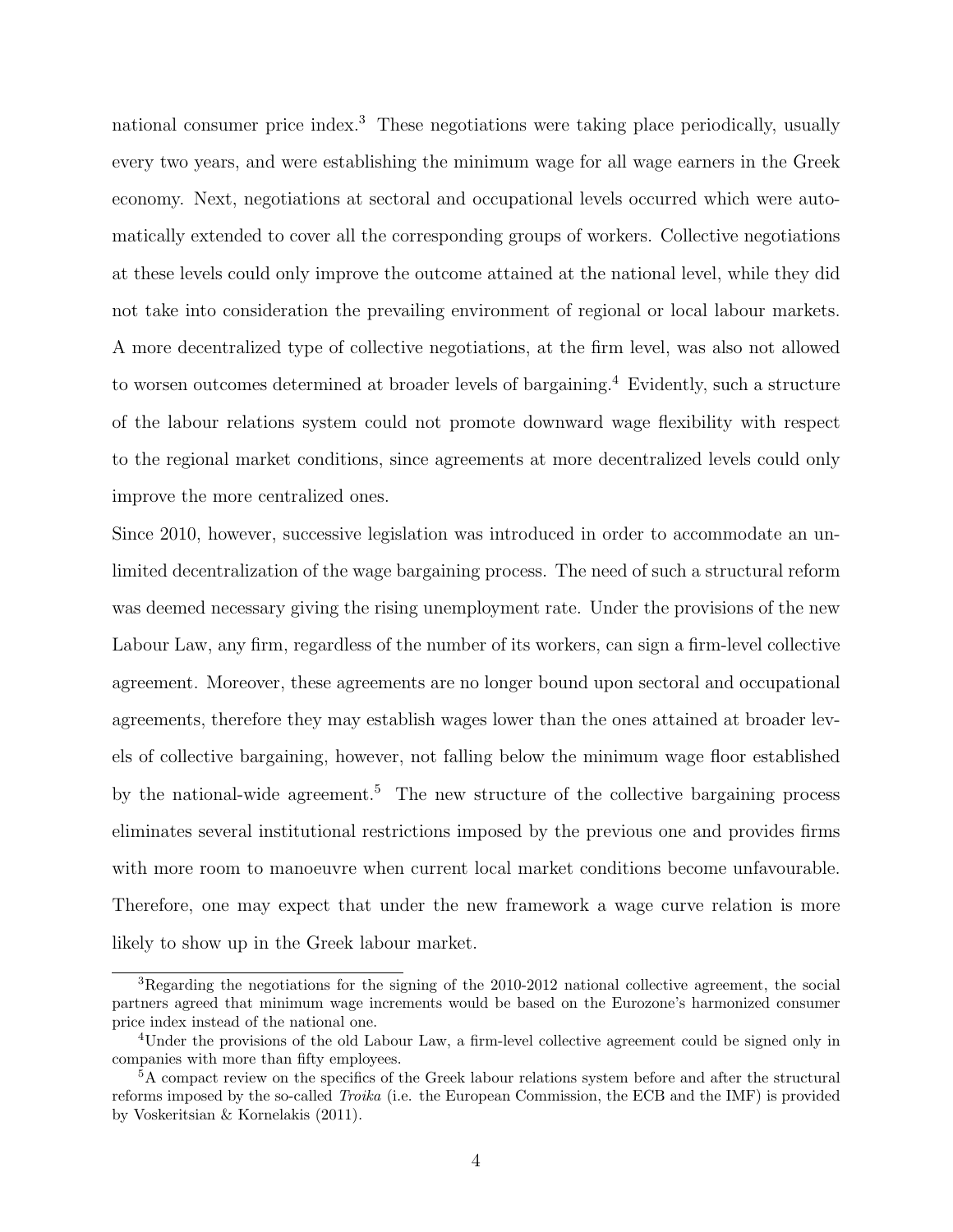national consumer price index.[3] These negotiations were taking place periodically, usually every two years, and were establishing the minimum wage for all wage earners in the Greek economy. Next, negotiations at sectoral and occupational levels occurred which were automatically extended to cover all the corresponding groups of workers. Collective negotiations at these levels could only improve the outcome attained at the national level, while they did not take into consideration the prevailing environment of regional or local labour markets. A more decentralized type of collective negotiations, at the firm level, was also not allowed to worsen outcomes determined at broader levels of bargaining.[4] Evidently, such a structure of the labour relations system could not promote downward wage flexibility with respect to the regional market conditions, since agreements at more decentralized levels could only improve the more centralized ones.

Since 2010, however, successive legislation was introduced in order to accommodate an unlimited decentralization of the wage bargaining process. The need of such a structural reform was deemed necessary giving the rising unemployment rate. Under the provisions of the new Labour Law, any firm, regardless of the number of its workers, can sign a firm-level collective agreement. Moreover, these agreements are no longer bound upon sectoral and occupational agreements, therefore they may establish wages lower than the ones attained at broader levels of collective bargaining, however, not falling below the minimum wage floor established by the national-wide agreement.[5] The new structure of the collective bargaining process eliminates several institutional restrictions imposed by the previous one and provides firms with more room to manoeuvre when current local market conditions become unfavourable. Therefore, one may expect that under the new framework a wage curve relation is more likely to show up in the Greek labour market.

[3] Regarding the negotiations for the signing of the 2010-2012 national collective agreement, the social partners agreed that minimum wage increments would be based on the Eurozone's harmonized consumer price index instead of the national one.

[4] Under the provisions of the old Labour Law, a firm-level collective agreement could be signed only in companies with more than fifty employees.

[5] A compact review on the specifics of the Greek labour relations system before and after the structural reforms imposed by the so-called *Troika* (i.e. the European Commission, the ECB and the IMF) is provided by Voskeritsian & Kornelakis (2011).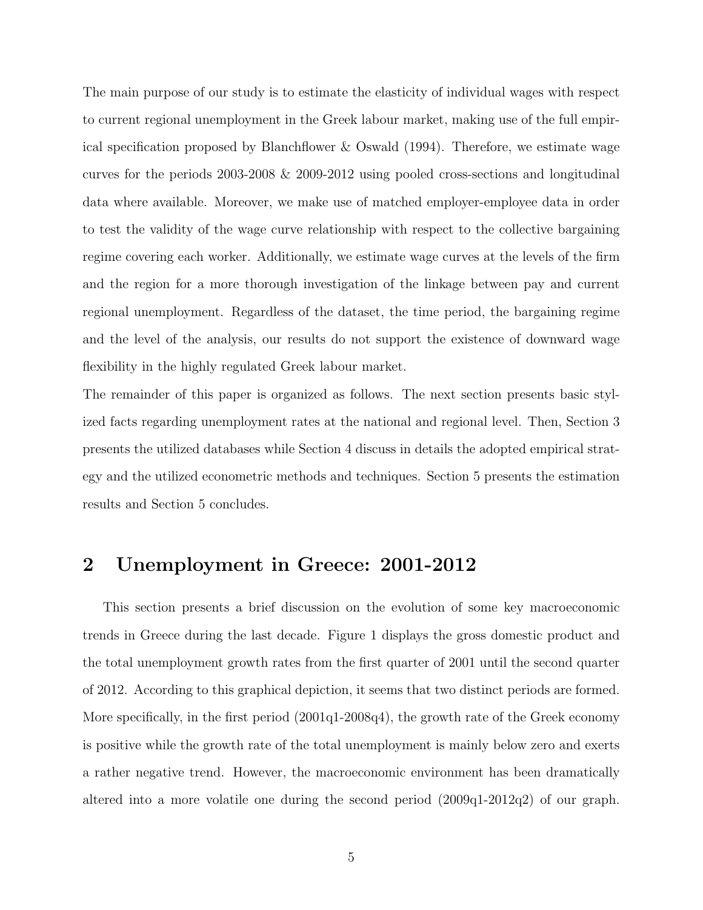The main purpose of our study is to estimate the elasticity of individual wages with respect to current regional unemployment in the Greek labour market, making use of the full empirical specification proposed by Blanchflower & Oswald (1994). Therefore, we estimate wage curves for the periods 2003-2008 & 2009-2012 using pooled cross-sections and longitudinal data where available. Moreover, we make use of matched employer-employee data in order to test the validity of the wage curve relationship with respect to the collective bargaining regime covering each worker. Additionally, we estimate wage curves at the levels of the firm and the region for a more thorough investigation of the linkage between pay and current regional unemployment. Regardless of the dataset, the time period, the bargaining regime and the level of the analysis, our results do not support the existence of downward wage flexibility in the highly regulated Greek labour market.

The remainder of this paper is organized as follows. The next section presents basic stylized facts regarding unemployment rates at the national and regional level. Then, Section 3 presents the utilized databases while Section 4 discuss in details the adopted empirical strategy and the utilized econometric methods and techniques. Section 5 presents the estimation results and Section 5 concludes.

## 2 Unemployment in Greece: 2001-2012

This section presents a brief discussion on the evolution of some key macroeconomic trends in Greece during the last decade. Figure 1 displays the gross domestic product and the total unemployment growth rates from the first quarter of 2001 until the second quarter of 2012. According to this graphical depiction, it seems that two distinct periods are formed. More specifically, in the first period (2001q1-2008q4), the growth rate of the Greek economy is positive while the growth rate of the total unemployment is mainly below zero and exerts a rather negative trend. However, the macroeconomic environment has been dramatically altered into a more volatile one during the second period (2009q1-2012q2) of our graph.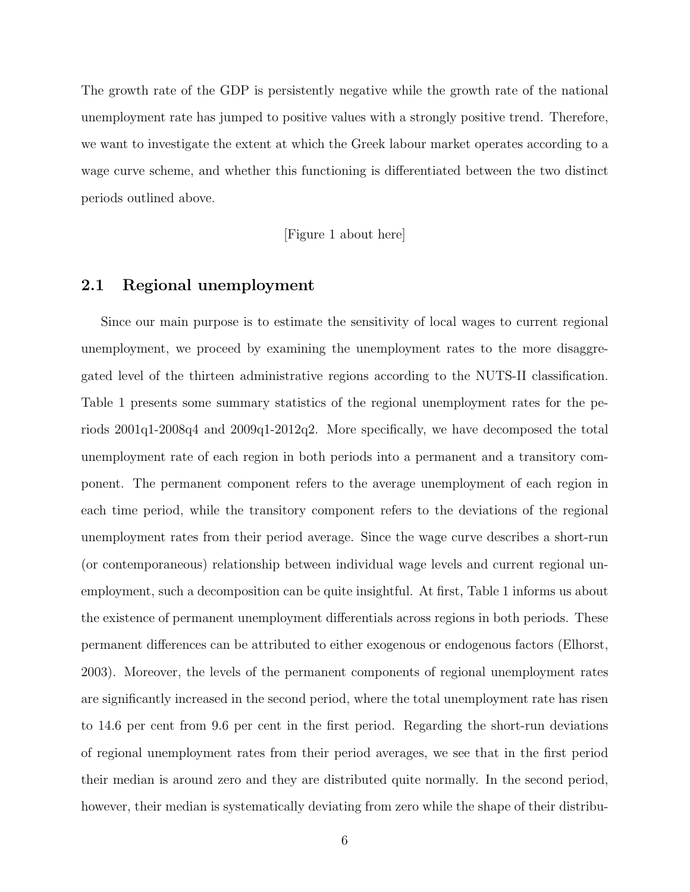The growth rate of the GDP is persistently negative while the growth rate of the national unemployment rate has jumped to positive values with a strongly positive trend. Therefore, we want to investigate the extent at which the Greek labour market operates according to a wage curve scheme, and whether this functioning is differentiated between the two distinct periods outlined above.

[Figure 1 about here]

## 2.1 Regional unemployment

Since our main purpose is to estimate the sensitivity of local wages to current regional unemployment, we proceed by examining the unemployment rates to the more disaggregated level of the thirteen administrative regions according to the NUTS-II classification. Table 1 presents some summary statistics of the regional unemployment rates for the periods 2001q1-2008q4 and 2009q1-2012q2. More specifically, we have decomposed the total unemployment rate of each region in both periods into a permanent and a transitory component. The permanent component refers to the average unemployment of each region in each time period, while the transitory component refers to the deviations of the regional unemployment rates from their period average. Since the wage curve describes a short-run (or contemporaneous) relationship between individual wage levels and current regional unemployment, such a decomposition can be quite insightful. At first, Table 1 informs us about the existence of permanent unemployment differentials across regions in both periods. These permanent differences can be attributed to either exogenous or endogenous factors (Elhorst, 2003). Moreover, the levels of the permanent components of regional unemployment rates are significantly increased in the second period, where the total unemployment rate has risen to 14.6 per cent from 9.6 per cent in the first period. Regarding the short-run deviations of regional unemployment rates from their period averages, we see that in the first period their median is around zero and they are distributed quite normally. In the second period, however, their median is systematically deviating from zero while the shape of their distribu-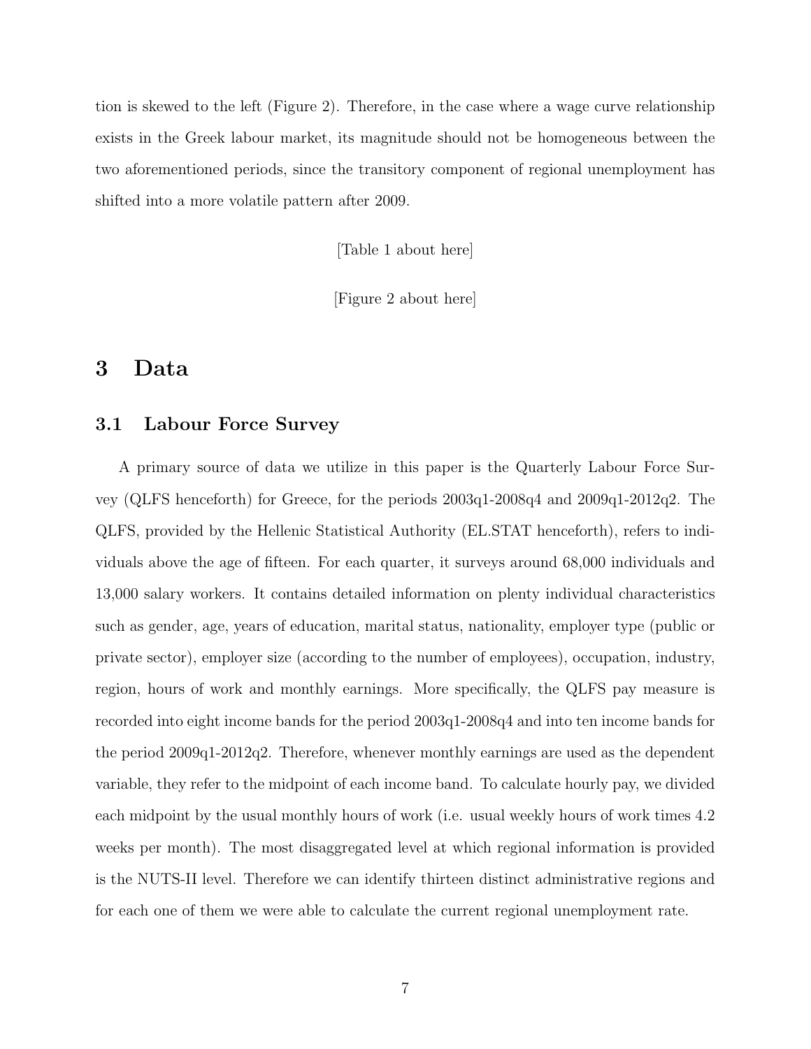tion is skewed to the left (Figure 2). Therefore, in the case where a wage curve relationship exists in the Greek labour market, its magnitude should not be homogeneous between the two aforementioned periods, since the transitory component of regional unemployment has shifted into a more volatile pattern after 2009.

[Table 1 about here]

[Figure 2 about here]

# 3 Data

## 3.1 Labour Force Survey

A primary source of data we utilize in this paper is the Quarterly Labour Force Survey (QLFS henceforth) for Greece, for the periods 2003q1-2008q4 and 2009q1-2012q2. The QLFS, provided by the Hellenic Statistical Authority (EL.STAT henceforth), refers to individuals above the age of fifteen. For each quarter, it surveys around 68,000 individuals and 13,000 salary workers. It contains detailed information on plenty individual characteristics such as gender, age, years of education, marital status, nationality, employer type (public or private sector), employer size (according to the number of employees), occupation, industry, region, hours of work and monthly earnings. More specifically, the QLFS pay measure is recorded into eight income bands for the period 2003q1-2008q4 and into ten income bands for the period 2009q1-2012q2. Therefore, whenever monthly earnings are used as the dependent variable, they refer to the midpoint of each income band. To calculate hourly pay, we divided each midpoint by the usual monthly hours of work (i.e. usual weekly hours of work times 4.2 weeks per month). The most disaggregated level at which regional information is provided is the NUTS-II level. Therefore we can identify thirteen distinct administrative regions and for each one of them we were able to calculate the current regional unemployment rate.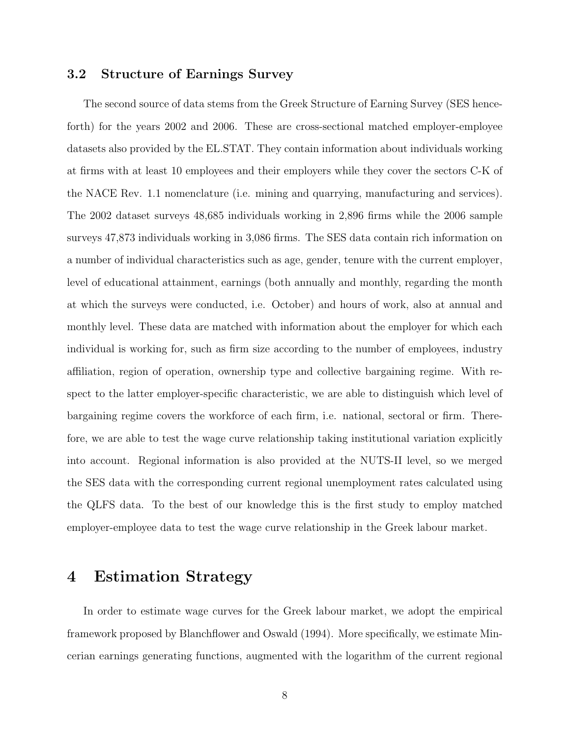### 3.2 Structure of Earnings Survey

The second source of data stems from the Greek Structure of Earning Survey (SES henceforth) for the years 2002 and 2006. These are cross-sectional matched employer-employee datasets also provided by the EL.STAT. They contain information about individuals working at firms with at least 10 employees and their employers while they cover the sectors C-K of the NACE Rev. 1.1 nomenclature (i.e. mining and quarrying, manufacturing and services). The 2002 dataset surveys 48,685 individuals working in 2,896 firms while the 2006 sample surveys 47,873 individuals working in 3,086 firms. The SES data contain rich information on a number of individual characteristics such as age, gender, tenure with the current employer, level of educational attainment, earnings (both annually and monthly, regarding the month at which the surveys were conducted, i.e. October) and hours of work, also at annual and monthly level. These data are matched with information about the employer for which each individual is working for, such as firm size according to the number of employees, industry affiliation, region of operation, ownership type and collective bargaining regime. With respect to the latter employer-specific characteristic, we are able to distinguish which level of bargaining regime covers the workforce of each firm, i.e. national, sectoral or firm. Therefore, we are able to test the wage curve relationship taking institutional variation explicitly into account. Regional information is also provided at the NUTS-II level, so we merged the SES data with the corresponding current regional unemployment rates calculated using the QLFS data. To the best of our knowledge this is the first study to employ matched employer-employee data to test the wage curve relationship in the Greek labour market.

## 4 Estimation Strategy

In order to estimate wage curves for the Greek labour market, we adopt the empirical framework proposed by Blanchflower and Oswald (1994). More specifically, we estimate Mincerian earnings generating functions, augmented with the logarithm of the current regional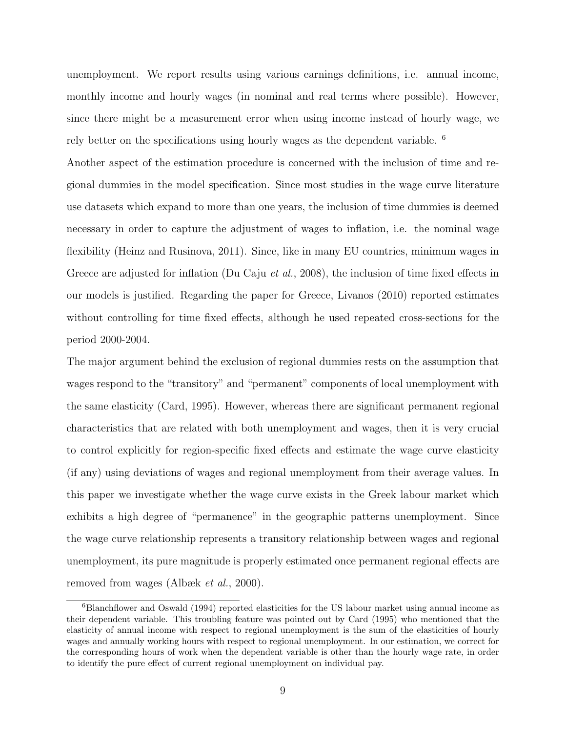unemployment. We report results using various earnings definitions, i.e. annual income, monthly income and hourly wages (in nominal and real terms where possible). However, since there might be a measurement error when using income instead of hourly wage, we rely better on the specifications using hourly wages as the dependent variable. [6]

Another aspect of the estimation procedure is concerned with the inclusion of time and regional dummies in the model specification. Since most studies in the wage curve literature use datasets which expand to more than one years, the inclusion of time dummies is deemed necessary in order to capture the adjustment of wages to inflation, i.e. the nominal wage flexibility (Heinz and Rusinova, 2011). Since, like in many EU countries, minimum wages in Greece are adjusted for inflation (Du Caju *et al.*, 2008), the inclusion of time fixed effects in our models is justified. Regarding the paper for Greece, Livanos (2010) reported estimates without controlling for time fixed effects, although he used repeated cross-sections for the period 2000-2004.

The major argument behind the exclusion of regional dummies rests on the assumption that wages respond to the "transitory" and "permanent" components of local unemployment with the same elasticity (Card, 1995). However, whereas there are significant permanent regional characteristics that are related with both unemployment and wages, then it is very crucial to control explicitly for region-specific fixed effects and estimate the wage curve elasticity (if any) using deviations of wages and regional unemployment from their average values. In this paper we investigate whether the wage curve exists in the Greek labour market which exhibits a high degree of "permanence" in the geographic patterns unemployment. Since the wage curve relationship represents a transitory relationship between wages and regional unemployment, its pure magnitude is properly estimated once permanent regional effects are removed from wages (Albæk *et al.*, 2000).

---

[6] Blanchflower and Oswald (1994) reported elasticities for the US labour market using annual income as their dependent variable. This troubling feature was pointed out by Card (1995) who mentioned that the elasticity of annual income with respect to regional unemployment is the sum of the elasticities of hourly wages and annually working hours with respect to regional unemployment. In our estimation, we correct for the corresponding hours of work when the dependent variable is other than the hourly wage rate, in order to identify the pure effect of current regional unemployment on individual pay.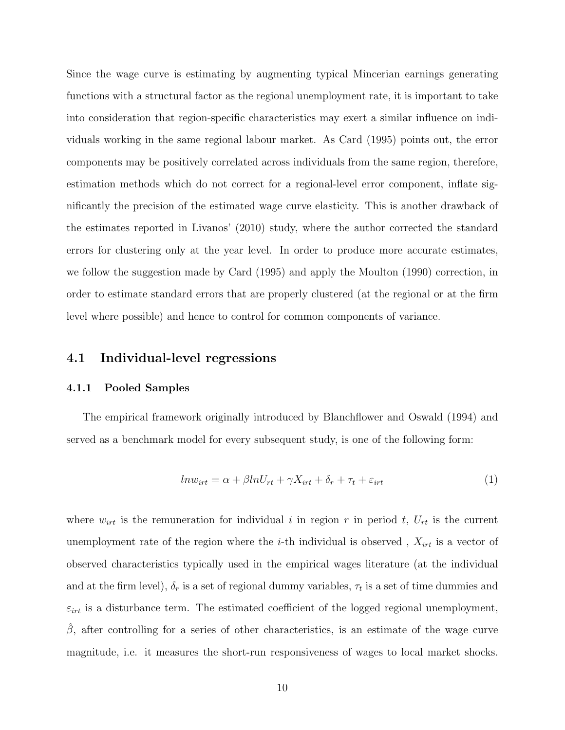Since the wage curve is estimating by augmenting typical Mincerian earnings generating functions with a structural factor as the regional unemployment rate, it is important to take into consideration that region-specific characteristics may exert a similar influence on individuals working in the same regional labour market. As Card (1995) points out, the error components may be positively correlated across individuals from the same region, therefore, estimation methods which do not correct for a regional-level error component, inflate significantly the precision of the estimated wage curve elasticity. This is another drawback of the estimates reported in Livanos' (2010) study, where the author corrected the standard errors for clustering only at the year level. In order to produce more accurate estimates, we follow the suggestion made by Card (1995) and apply the Moulton (1990) correction, in order to estimate standard errors that are properly clustered (at the regional or at the firm level where possible) and hence to control for common components of variance.

## 4.1 Individual-level regressions

### 4.1.1 Pooled Samples

The empirical framework originally introduced by Blanchflower and Oswald (1994) and served as a benchmark model for every subsequent study, is one of the following form:

$$lnw_{irt} = \alpha + \beta lnU_{rt} + \gamma X_{irt} + \delta_r + \tau_t + \varepsilon_{irt} \tag{1}$$

where $w_{irt}$ is the remuneration for individual $i$ in region $r$ in period $t$, $U_{rt}$ is the current unemployment rate of the region where the $i$-th individual is observed , $X_{irt}$ is a vector of observed characteristics typically used in the empirical wages literature (at the individual and at the firm level), $\delta_r$ is a set of regional dummy variables, $\tau_t$ is a set of time dummies and $\varepsilon_{irt}$ is a disturbance term. The estimated coefficient of the logged regional unemployment, $\hat{\beta}$, after controlling for a series of other characteristics, is an estimate of the wage curve magnitude, i.e. it measures the short-run responsiveness of wages to local market shocks.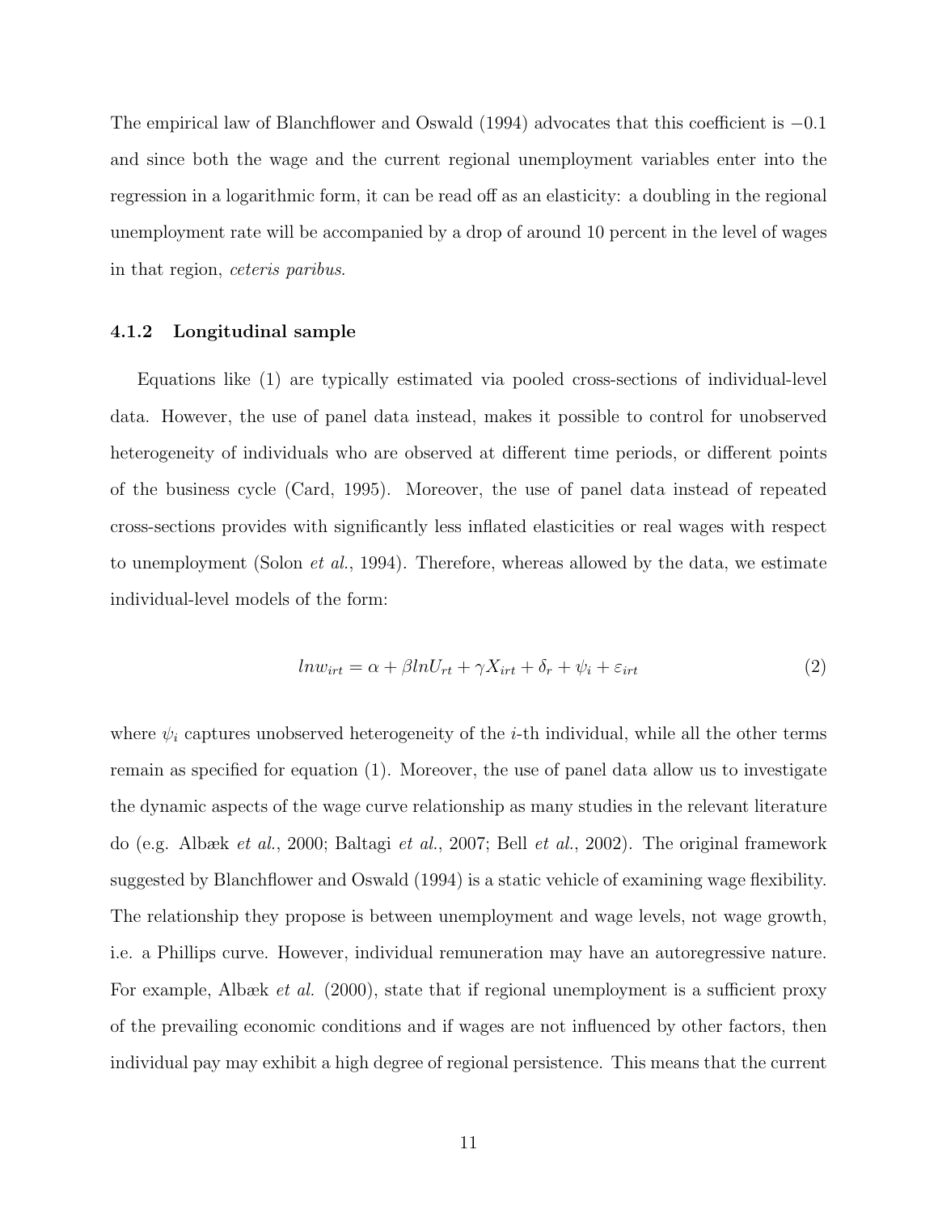The empirical law of Blanchflower and Oswald (1994) advocates that this coefficient is $-0.1$ and since both the wage and the current regional unemployment variables enter into the regression in a logarithmic form, it can be read off as an elasticity: a doubling in the regional unemployment rate will be accompanied by a drop of around 10 percent in the level of wages in that region, *ceteris paribus*.

### 4.1.2 Longitudinal sample

Equations like (1) are typically estimated via pooled cross-sections of individual-level data. However, the use of panel data instead, makes it possible to control for unobserved heterogeneity of individuals who are observed at different time periods, or different points of the business cycle (Card, 1995). Moreover, the use of panel data instead of repeated cross-sections provides with significantly less inflated elasticities or real wages with respect to unemployment (Solon *et al.*, 1994). Therefore, whereas allowed by the data, we estimate individual-level models of the form:

$$lnw_{irt} = \alpha + \beta lnU_{rt} + \gamma X_{irt} + \delta_r + \psi_i + \varepsilon_{irt} \tag{2}$$

where $\psi_i$ captures unobserved heterogeneity of the $i$-th individual, while all the other terms remain as specified for equation (1). Moreover, the use of panel data allow us to investigate the dynamic aspects of the wage curve relationship as many studies in the relevant literature do (e.g. Albæk *et al.*, 2000; Baltagi *et al.*, 2007; Bell *et al.*, 2002). The original framework suggested by Blanchflower and Oswald (1994) is a static vehicle of examining wage flexibility. The relationship they propose is between unemployment and wage levels, not wage growth, i.e. a Phillips curve. However, individual remuneration may have an autoregressive nature. For example, Albæk *et al.* (2000), state that if regional unemployment is a sufficient proxy of the prevailing economic conditions and if wages are not influenced by other factors, then individual pay may exhibit a high degree of regional persistence. This means that the current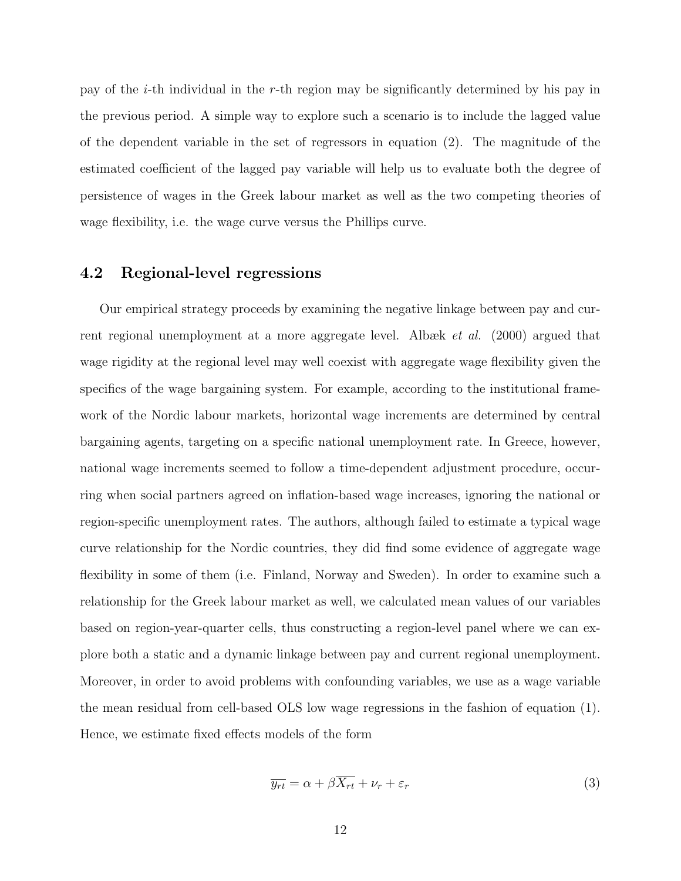pay of the $i$-th individual in the $r$-th region may be significantly determined by his pay in the previous period. A simple way to explore such a scenario is to include the lagged value of the dependent variable in the set of regressors in equation (2). The magnitude of the estimated coefficient of the lagged pay variable will help us to evaluate both the degree of persistence of wages in the Greek labour market as well as the two competing theories of wage flexibility, i.e. the wage curve versus the Phillips curve.

## 4.2 Regional-level regressions

Our empirical strategy proceeds by examining the negative linkage between pay and current regional unemployment at a more aggregate level. Albæk *et al.* (2000) argued that wage rigidity at the regional level may well coexist with aggregate wage flexibility given the specifics of the wage bargaining system. For example, according to the institutional framework of the Nordic labour markets, horizontal wage increments are determined by central bargaining agents, targeting on a specific national unemployment rate. In Greece, however, national wage increments seemed to follow a time-dependent adjustment procedure, occurring when social partners agreed on inflation-based wage increases, ignoring the national or region-specific unemployment rates. The authors, although failed to estimate a typical wage curve relationship for the Nordic countries, they did find some evidence of aggregate wage flexibility in some of them (i.e. Finland, Norway and Sweden). In order to examine such a relationship for the Greek labour market as well, we calculated mean values of our variables based on region-year-quarter cells, thus constructing a region-level panel where we can explore both a static and a dynamic linkage between pay and current regional unemployment. Moreover, in order to avoid problems with confounding variables, we use as a wage variable the mean residual from cell-based OLS low wage regressions in the fashion of equation (1). Hence, we estimate fixed effects models of the form

$$\overline{y_{rt}} = \alpha + \beta \overline{X_{rt}} + \nu_r + \varepsilon_r \tag{3}$$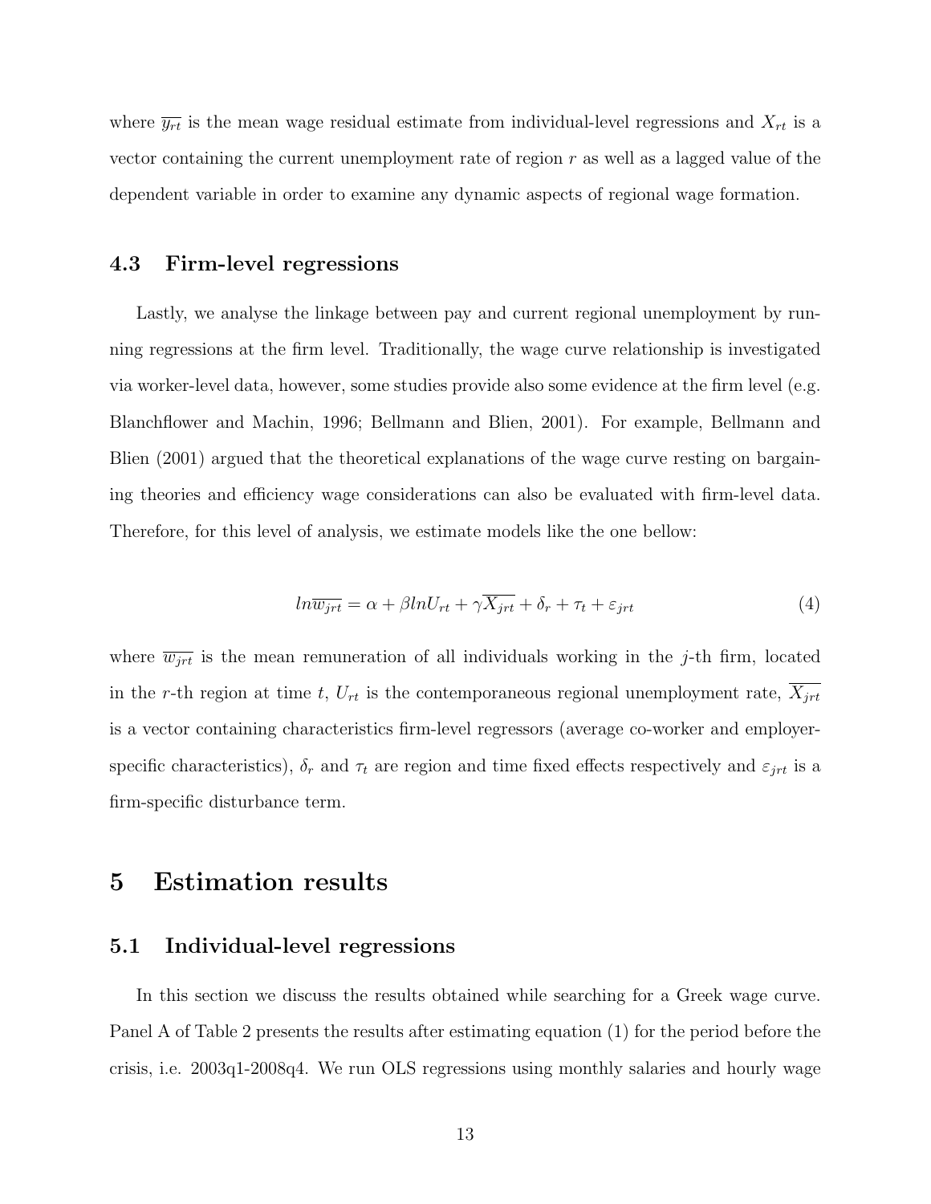where $\overline{y_{rt}}$ is the mean wage residual estimate from individual-level regressions and $X_{rt}$ is a vector containing the current unemployment rate of region $r$ as well as a lagged value of the dependent variable in order to examine any dynamic aspects of regional wage formation.

### 4.3 Firm-level regressions

Lastly, we analyse the linkage between pay and current regional unemployment by running regressions at the firm level. Traditionally, the wage curve relationship is investigated via worker-level data, however, some studies provide also some evidence at the firm level (e.g. Blanchflower and Machin, 1996; Bellmann and Blien, 2001). For example, Bellmann and Blien (2001) argued that the theoretical explanations of the wage curve resting on bargaining theories and efficiency wage considerations can also be evaluated with firm-level data. Therefore, for this level of analysis, we estimate models like the one bellow:

$$ln\overline{w_{jrt}} = \alpha + \beta lnU_{rt} + \gamma\overline{X_{jrt}} + \delta_r + \tau_t + \varepsilon_{jrt} \tag{4}$$

where $\overline{w_{jrt}}$ is the mean remuneration of all individuals working in the $j$-th firm, located in the $r$-th region at time $t$, $U_{rt}$ is the contemporaneous regional unemployment rate, $\overline{X_{jrt}}$ is a vector containing characteristics firm-level regressors (average co-worker and employer-specific characteristics), $\delta_r$ and $\tau_t$ are region and time fixed effects respectively and $\varepsilon_{jrt}$ is a firm-specific disturbance term.

## 5 Estimation results

### 5.1 Individual-level regressions

In this section we discuss the results obtained while searching for a Greek wage curve. Panel A of Table 2 presents the results after estimating equation (1) for the period before the crisis, i.e. 2003q1-2008q4. We run OLS regressions using monthly salaries and hourly wage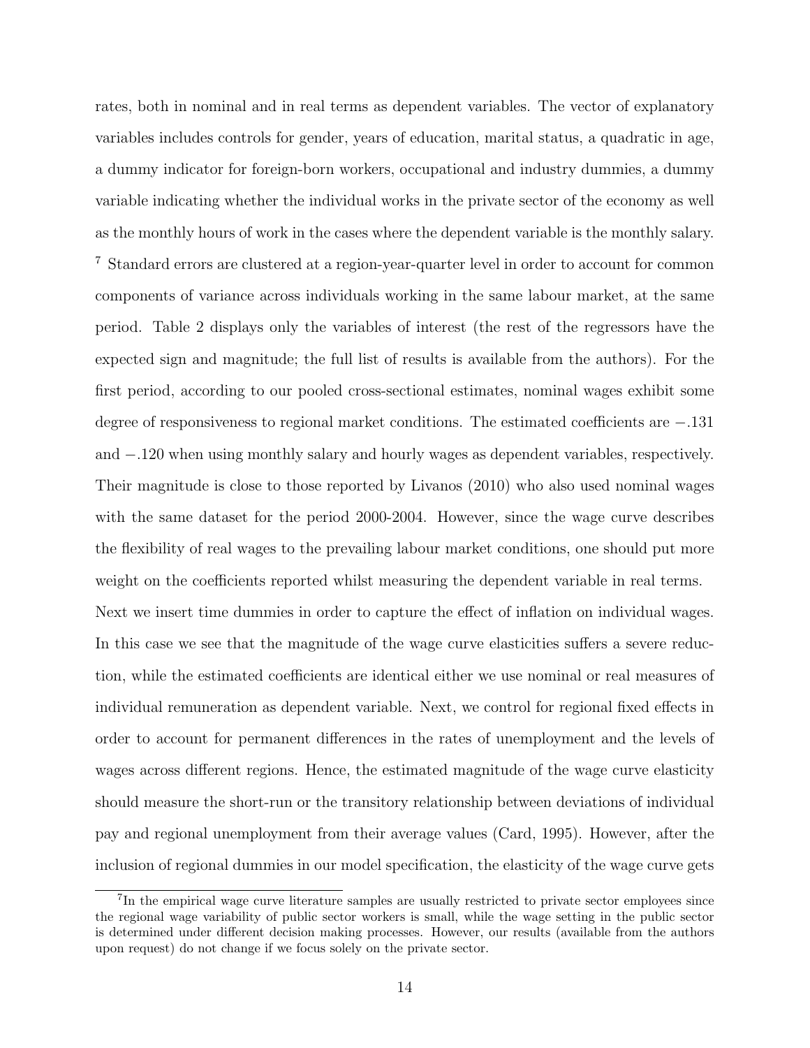rates, both in nominal and in real terms as dependent variables. The vector of explanatory variables includes controls for gender, years of education, marital status, a quadratic in age, a dummy indicator for foreign-born workers, occupational and industry dummies, a dummy variable indicating whether the individual works in the private sector of the economy as well as the monthly hours of work in the cases where the dependent variable is the monthly salary. [7] Standard errors are clustered at a region-year-quarter level in order to account for common components of variance across individuals working in the same labour market, at the same period. Table 2 displays only the variables of interest (the rest of the regressors have the expected sign and magnitude; the full list of results is available from the authors). For the first period, according to our pooled cross-sectional estimates, nominal wages exhibit some degree of responsiveness to regional market conditions. The estimated coefficients are $-.131$ and $-.120$ when using monthly salary and hourly wages as dependent variables, respectively. Their magnitude is close to those reported by Livanos (2010) who also used nominal wages with the same dataset for the period 2000-2004. However, since the wage curve describes the flexibility of real wages to the prevailing labour market conditions, one should put more weight on the coefficients reported whilst measuring the dependent variable in real terms.

Next we insert time dummies in order to capture the effect of inflation on individual wages. In this case we see that the magnitude of the wage curve elasticities suffers a severe reduction, while the estimated coefficients are identical either we use nominal or real measures of individual remuneration as dependent variable. Next, we control for regional fixed effects in order to account for permanent differences in the rates of unemployment and the levels of wages across different regions. Hence, the estimated magnitude of the wage curve elasticity should measure the short-run or the transitory relationship between deviations of individual pay and regional unemployment from their average values (Card, 1995). However, after the inclusion of regional dummies in our model specification, the elasticity of the wage curve gets

[7] In the empirical wage curve literature samples are usually restricted to private sector employees since the regional wage variability of public sector workers is small, while the wage setting in the public sector is determined under different decision making processes. However, our results (available from the authors upon request) do not change if we focus solely on the private sector.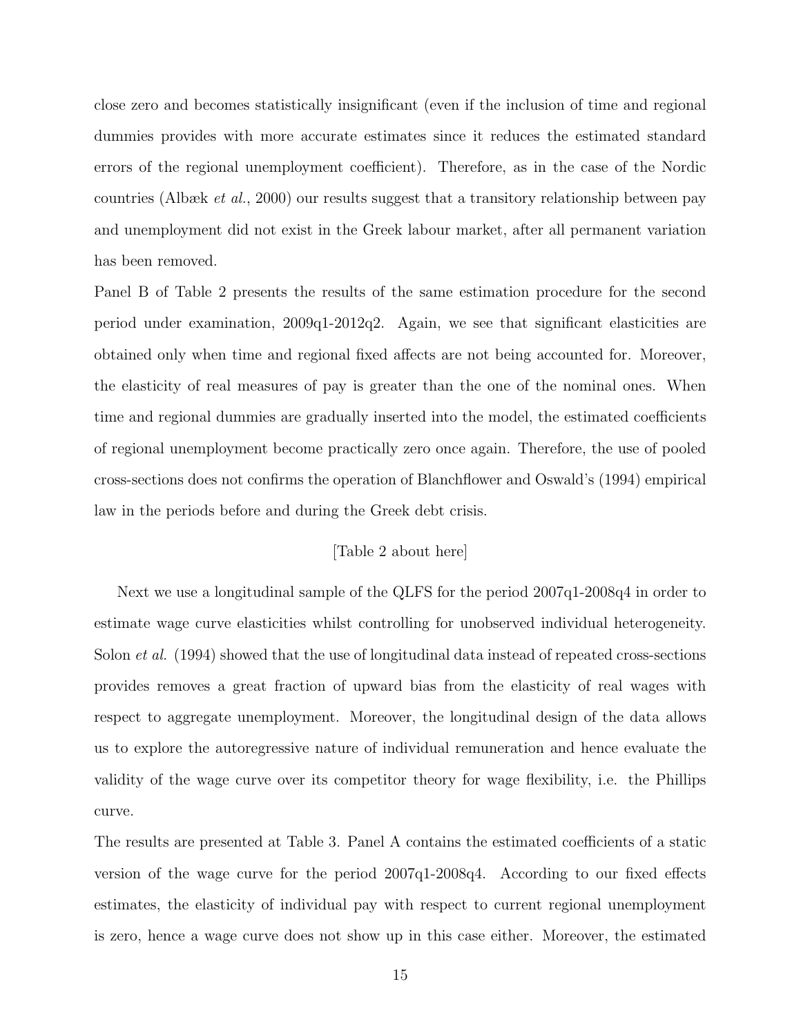close zero and becomes statistically insignificant (even if the inclusion of time and regional dummies provides with more accurate estimates since it reduces the estimated standard errors of the regional unemployment coefficient). Therefore, as in the case of the Nordic countries (Albæk *et al.*, 2000) our results suggest that a transitory relationship between pay and unemployment did not exist in the Greek labour market, after all permanent variation has been removed.

Panel B of Table 2 presents the results of the same estimation procedure for the second period under examination, 2009q1-2012q2. Again, we see that significant elasticities are obtained only when time and regional fixed affects are not being accounted for. Moreover, the elasticity of real measures of pay is greater than the one of the nominal ones. When time and regional dummies are gradually inserted into the model, the estimated coefficients of regional unemployment become practically zero once again. Therefore, the use of pooled cross-sections does not confirms the operation of Blanchflower and Oswald's (1994) empirical law in the periods before and during the Greek debt crisis.

[Table 2 about here]

Next we use a longitudinal sample of the QLFS for the period 2007q1-2008q4 in order to estimate wage curve elasticities whilst controlling for unobserved individual heterogeneity. Solon *et al.* (1994) showed that the use of longitudinal data instead of repeated cross-sections provides removes a great fraction of upward bias from the elasticity of real wages with respect to aggregate unemployment. Moreover, the longitudinal design of the data allows us to explore the autoregressive nature of individual remuneration and hence evaluate the validity of the wage curve over its competitor theory for wage flexibility, i.e. the Phillips curve.

The results are presented at Table 3. Panel A contains the estimated coefficients of a static version of the wage curve for the period 2007q1-2008q4. According to our fixed effects estimates, the elasticity of individual pay with respect to current regional unemployment is zero, hence a wage curve does not show up in this case either. Moreover, the estimated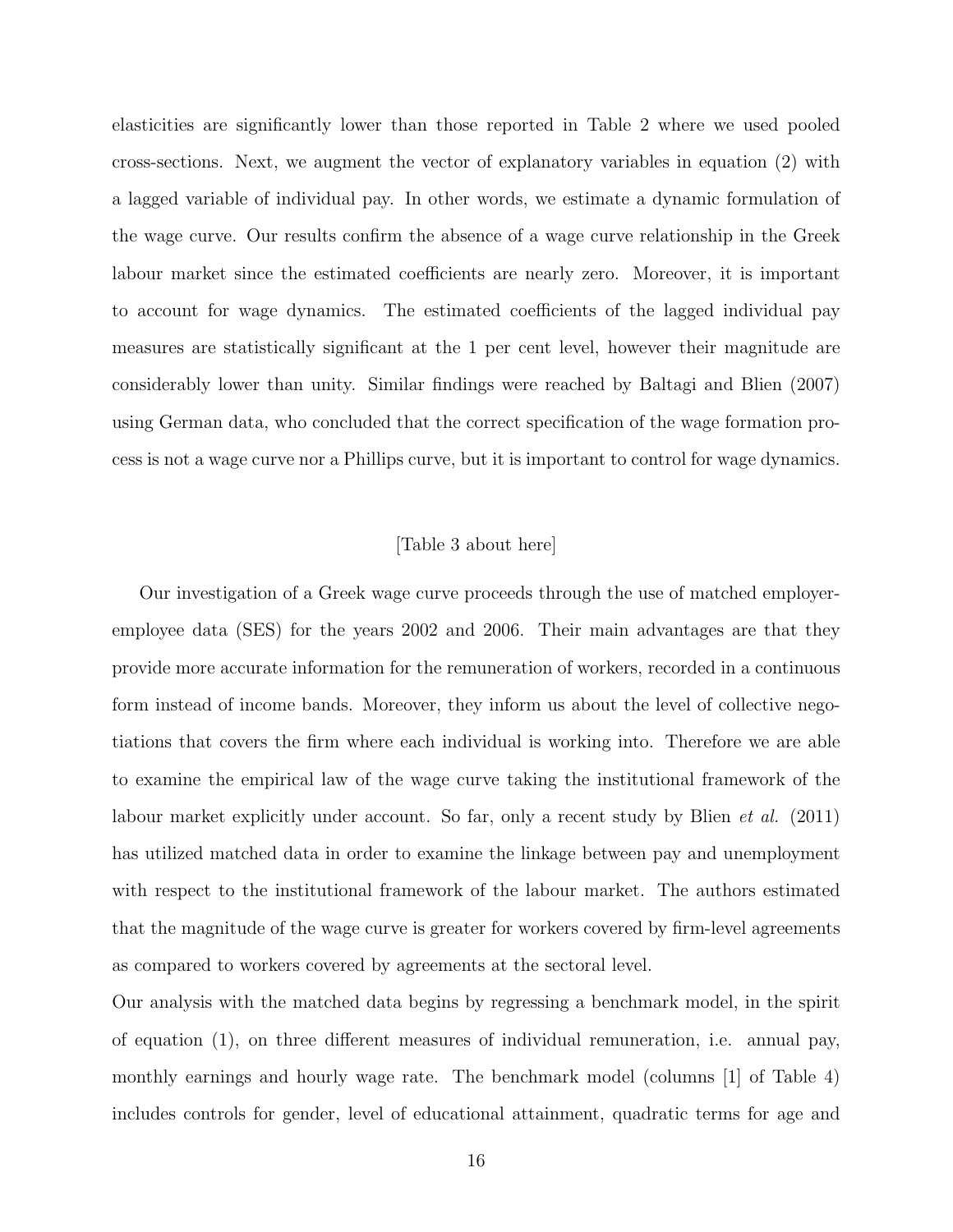elasticities are significantly lower than those reported in Table 2 where we used pooled cross-sections. Next, we augment the vector of explanatory variables in equation (2) with a lagged variable of individual pay. In other words, we estimate a dynamic formulation of the wage curve. Our results confirm the absence of a wage curve relationship in the Greek labour market since the estimated coefficients are nearly zero. Moreover, it is important to account for wage dynamics. The estimated coefficients of the lagged individual pay measures are statistically significant at the 1 per cent level, however their magnitude are considerably lower than unity. Similar findings were reached by Baltagi and Blien (2007) using German data, who concluded that the correct specification of the wage formation process is not a wage curve nor a Phillips curve, but it is important to control for wage dynamics.

[Table 3 about here]

Our investigation of a Greek wage curve proceeds through the use of matched employer-employee data (SES) for the years 2002 and 2006. Their main advantages are that they provide more accurate information for the remuneration of workers, recorded in a continuous form instead of income bands. Moreover, they inform us about the level of collective negotiations that covers the firm where each individual is working into. Therefore we are able to examine the empirical law of the wage curve taking the institutional framework of the labour market explicitly under account. So far, only a recent study by Blien *et al.* (2011) has utilized matched data in order to examine the linkage between pay and unemployment with respect to the institutional framework of the labour market. The authors estimated that the magnitude of the wage curve is greater for workers covered by firm-level agreements as compared to workers covered by agreements at the sectoral level.

Our analysis with the matched data begins by regressing a benchmark model, in the spirit of equation (1), on three different measures of individual remuneration, i.e. annual pay, monthly earnings and hourly wage rate. The benchmark model (columns [1] of Table 4) includes controls for gender, level of educational attainment, quadratic terms for age and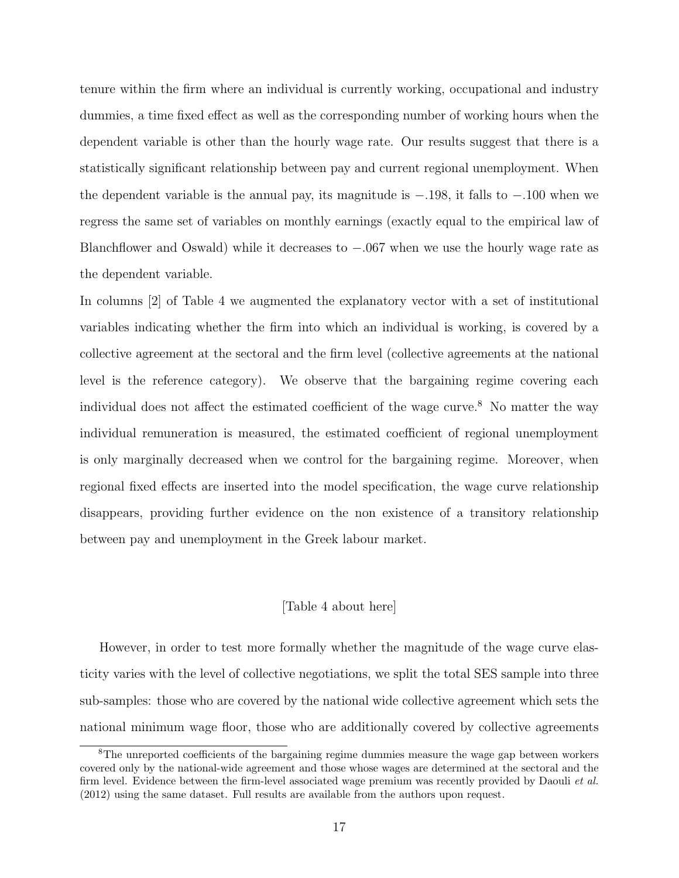tenure within the firm where an individual is currently working, occupational and industry dummies, a time fixed effect as well as the corresponding number of working hours when the dependent variable is other than the hourly wage rate. Our results suggest that there is a statistically significant relationship between pay and current regional unemployment. When the dependent variable is the annual pay, its magnitude is $-.198$, it falls to $-.100$ when we regress the same set of variables on monthly earnings (exactly equal to the empirical law of Blanchflower and Oswald) while it decreases to $-.067$ when we use the hourly wage rate as the dependent variable.

In columns [2] of Table 4 we augmented the explanatory vector with a set of institutional variables indicating whether the firm into which an individual is working, is covered by a collective agreement at the sectoral and the firm level (collective agreements at the national level is the reference category). We observe that the bargaining regime covering each individual does not affect the estimated coefficient of the wage curve.[8] No matter the way individual remuneration is measured, the estimated coefficient of regional unemployment is only marginally decreased when we control for the bargaining regime. Moreover, when regional fixed effects are inserted into the model specification, the wage curve relationship disappears, providing further evidence on the non existence of a transitory relationship between pay and unemployment in the Greek labour market.

[Table 4 about here]

However, in order to test more formally whether the magnitude of the wage curve elasticity varies with the level of collective negotiations, we split the total SES sample into three sub-samples: those who are covered by the national wide collective agreement which sets the national minimum wage floor, those who are additionally covered by collective agreements

[8] The unreported coefficients of the bargaining regime dummies measure the wage gap between workers covered only by the national-wide agreement and those whose wages are determined at the sectoral and the firm level. Evidence between the firm-level associated wage premium was recently provided by Daouli *et al.* (2012) using the same dataset. Full results are available from the authors upon request.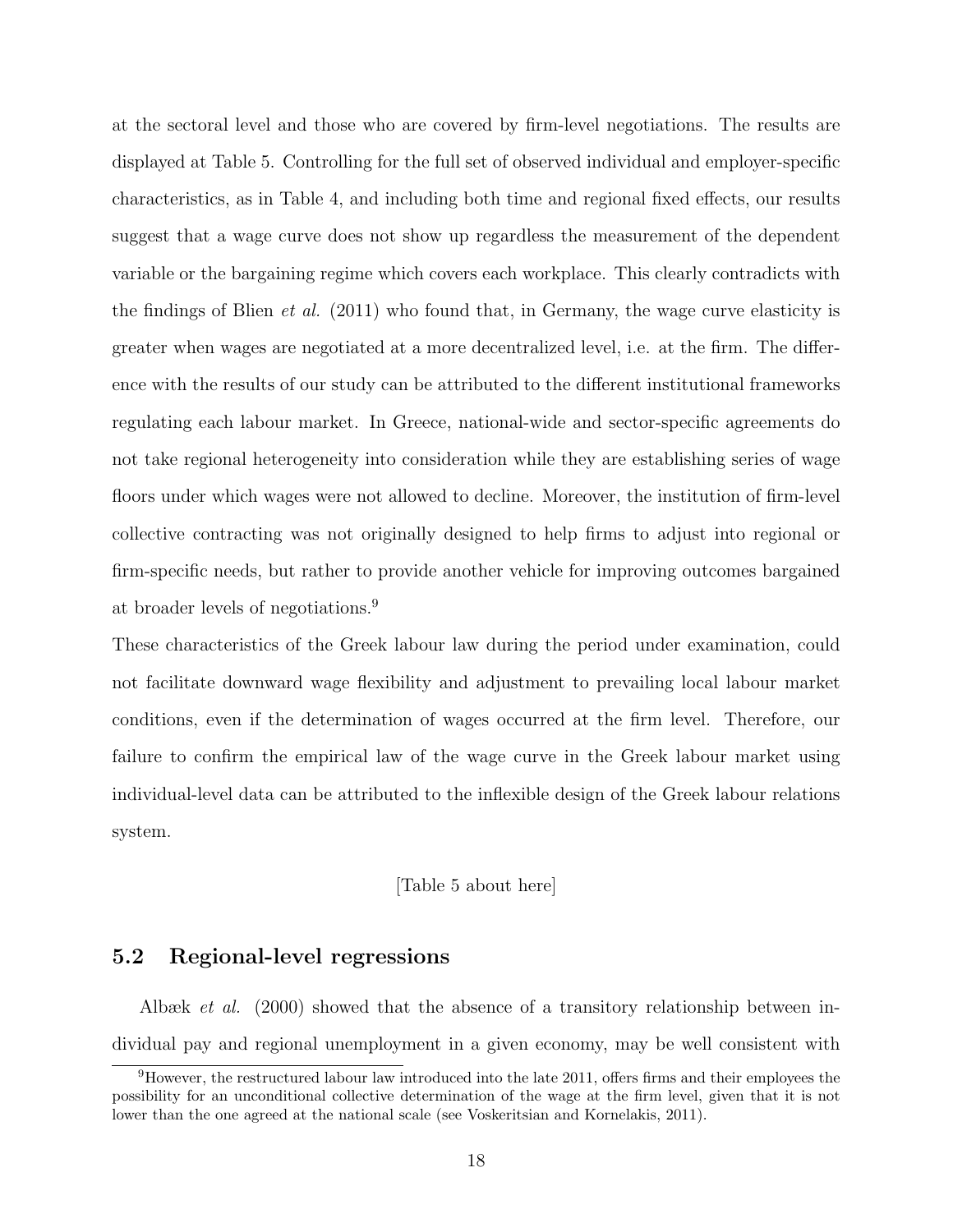at the sectoral level and those who are covered by firm-level negotiations. The results are displayed at Table 5. Controlling for the full set of observed individual and employer-specific characteristics, as in Table 4, and including both time and regional fixed effects, our results suggest that a wage curve does not show up regardless the measurement of the dependent variable or the bargaining regime which covers each workplace. This clearly contradicts with the findings of Blien *et al.* (2011) who found that, in Germany, the wage curve elasticity is greater when wages are negotiated at a more decentralized level, i.e. at the firm. The difference with the results of our study can be attributed to the different institutional frameworks regulating each labour market. In Greece, national-wide and sector-specific agreements do not take regional heterogeneity into consideration while they are establishing series of wage floors under which wages were not allowed to decline. Moreover, the institution of firm-level collective contracting was not originally designed to help firms to adjust into regional or firm-specific needs, but rather to provide another vehicle for improving outcomes bargained at broader levels of negotiations.[9]

These characteristics of the Greek labour law during the period under examination, could not facilitate downward wage flexibility and adjustment to prevailing local labour market conditions, even if the determination of wages occurred at the firm level. Therefore, our failure to confirm the empirical law of the wage curve in the Greek labour market using individual-level data can be attributed to the inflexible design of the Greek labour relations system.

[Table 5 about here]

## 5.2 Regional-level regressions

Albæk *et al.* (2000) showed that the absence of a transitory relationship between individual pay and regional unemployment in a given economy, may be well consistent with

[9] However, the restructured labour law introduced into the late 2011, offers firms and their employees the possibility for an unconditional collective determination of the wage at the firm level, given that it is not lower than the one agreed at the national scale (see Voskeritsian and Kornelakis, 2011).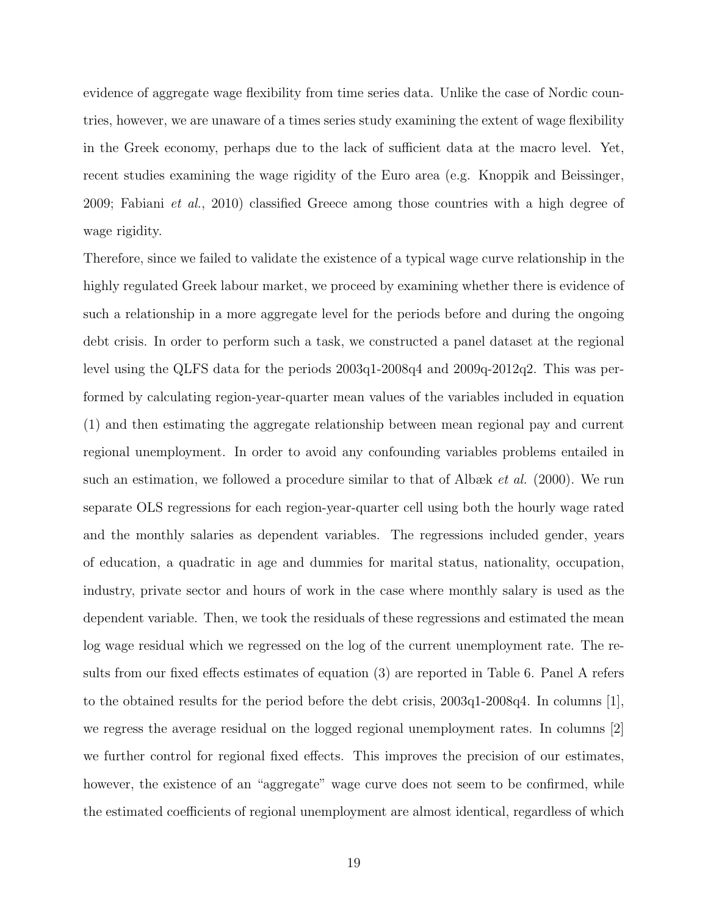evidence of aggregate wage flexibility from time series data. Unlike the case of Nordic countries, however, we are unaware of a times series study examining the extent of wage flexibility in the Greek economy, perhaps due to the lack of sufficient data at the macro level. Yet, recent studies examining the wage rigidity of the Euro area (e.g. Knoppik and Beissinger, 2009; Fabiani *et al.*, 2010) classified Greece among those countries with a high degree of wage rigidity.

Therefore, since we failed to validate the existence of a typical wage curve relationship in the highly regulated Greek labour market, we proceed by examining whether there is evidence of such a relationship in a more aggregate level for the periods before and during the ongoing debt crisis. In order to perform such a task, we constructed a panel dataset at the regional level using the QLFS data for the periods 2003q1-2008q4 and 2009q-2012q2. This was performed by calculating region-year-quarter mean values of the variables included in equation (1) and then estimating the aggregate relationship between mean regional pay and current regional unemployment. In order to avoid any confounding variables problems entailed in such an estimation, we followed a procedure similar to that of Albæk *et al.* (2000). We run separate OLS regressions for each region-year-quarter cell using both the hourly wage rated and the monthly salaries as dependent variables. The regressions included gender, years of education, a quadratic in age and dummies for marital status, nationality, occupation, industry, private sector and hours of work in the case where monthly salary is used as the dependent variable. Then, we took the residuals of these regressions and estimated the mean log wage residual which we regressed on the log of the current unemployment rate. The results from our fixed effects estimates of equation (3) are reported in Table 6. Panel A refers to the obtained results for the period before the debt crisis, 2003q1-2008q4. In columns [1], we regress the average residual on the logged regional unemployment rates. In columns [2] we further control for regional fixed effects. This improves the precision of our estimates, however, the existence of an "aggregate" wage curve does not seem to be confirmed, while the estimated coefficients of regional unemployment are almost identical, regardless of which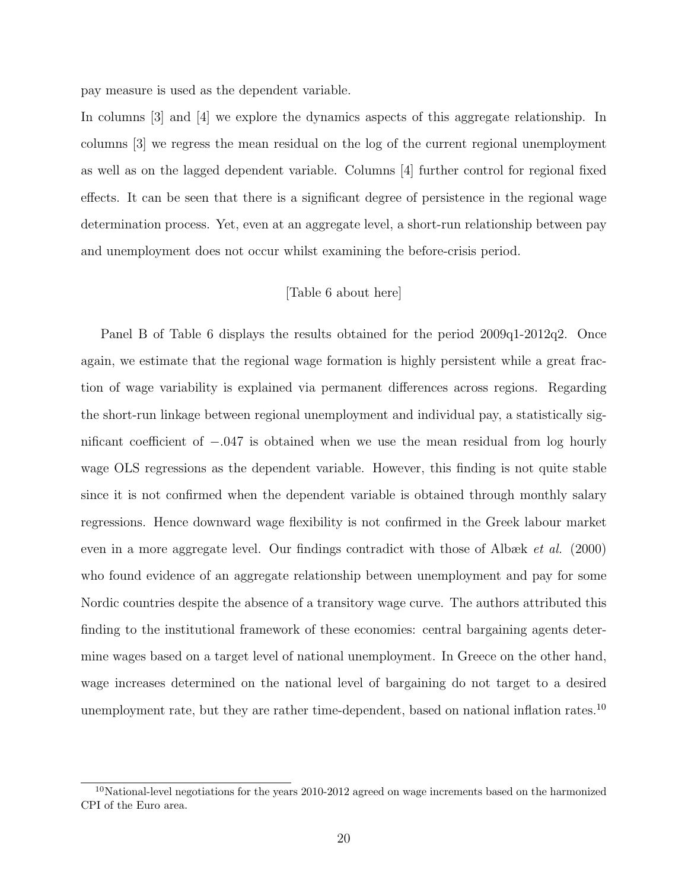pay measure is used as the dependent variable.

In columns [3] and [4] we explore the dynamics aspects of this aggregate relationship. In columns [3] we regress the mean residual on the log of the current regional unemployment as well as on the lagged dependent variable. Columns [4] further control for regional fixed effects. It can be seen that there is a significant degree of persistence in the regional wage determination process. Yet, even at an aggregate level, a short-run relationship between pay and unemployment does not occur whilst examining the before-crisis period.

[Table 6 about here]

Panel B of Table 6 displays the results obtained for the period 2009q1-2012q2. Once again, we estimate that the regional wage formation is highly persistent while a great fraction of wage variability is explained via permanent differences across regions. Regarding the short-run linkage between regional unemployment and individual pay, a statistically significant coefficient of $-.047$ is obtained when we use the mean residual from log hourly wage OLS regressions as the dependent variable. However, this finding is not quite stable since it is not confirmed when the dependent variable is obtained through monthly salary regressions. Hence downward wage flexibility is not confirmed in the Greek labour market even in a more aggregate level. Our findings contradict with those of Albæk *et al.* (2000) who found evidence of an aggregate relationship between unemployment and pay for some Nordic countries despite the absence of a transitory wage curve. The authors attributed this finding to the institutional framework of these economies: central bargaining agents determine wages based on a target level of national unemployment. In Greece on the other hand, wage increases determined on the national level of bargaining do not target to a desired unemployment rate, but they are rather time-dependent, based on national inflation rates.[10]

[10] National-level negotiations for the years 2010-2012 agreed on wage increments based on the harmonized CPI of the Euro area.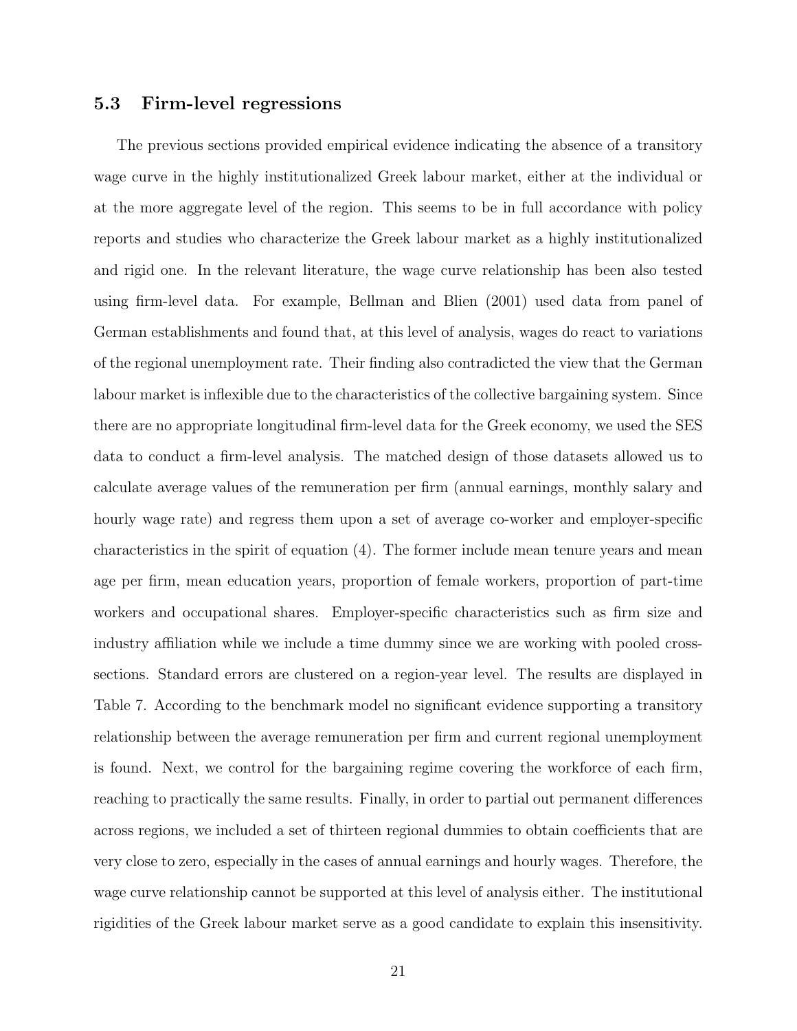### 5.3 Firm-level regressions

The previous sections provided empirical evidence indicating the absence of a transitory wage curve in the highly institutionalized Greek labour market, either at the individual or at the more aggregate level of the region. This seems to be in full accordance with policy reports and studies who characterize the Greek labour market as a highly institutionalized and rigid one. In the relevant literature, the wage curve relationship has been also tested using firm-level data. For example, Bellman and Blien (2001) used data from panel of German establishments and found that, at this level of analysis, wages do react to variations of the regional unemployment rate. Their finding also contradicted the view that the German labour market is inflexible due to the characteristics of the collective bargaining system. Since there are no appropriate longitudinal firm-level data for the Greek economy, we used the SES data to conduct a firm-level analysis. The matched design of those datasets allowed us to calculate average values of the remuneration per firm (annual earnings, monthly salary and hourly wage rate) and regress them upon a set of average co-worker and employer-specific characteristics in the spirit of equation (4). The former include mean tenure years and mean age per firm, mean education years, proportion of female workers, proportion of part-time workers and occupational shares. Employer-specific characteristics such as firm size and industry affiliation while we include a time dummy since we are working with pooled cross-sections. Standard errors are clustered on a region-year level. The results are displayed in Table 7. According to the benchmark model no significant evidence supporting a transitory relationship between the average remuneration per firm and current regional unemployment is found. Next, we control for the bargaining regime covering the workforce of each firm, reaching to practically the same results. Finally, in order to partial out permanent differences across regions, we included a set of thirteen regional dummies to obtain coefficients that are very close to zero, especially in the cases of annual earnings and hourly wages. Therefore, the wage curve relationship cannot be supported at this level of analysis either. The institutional rigidities of the Greek labour market serve as a good candidate to explain this insensitivity.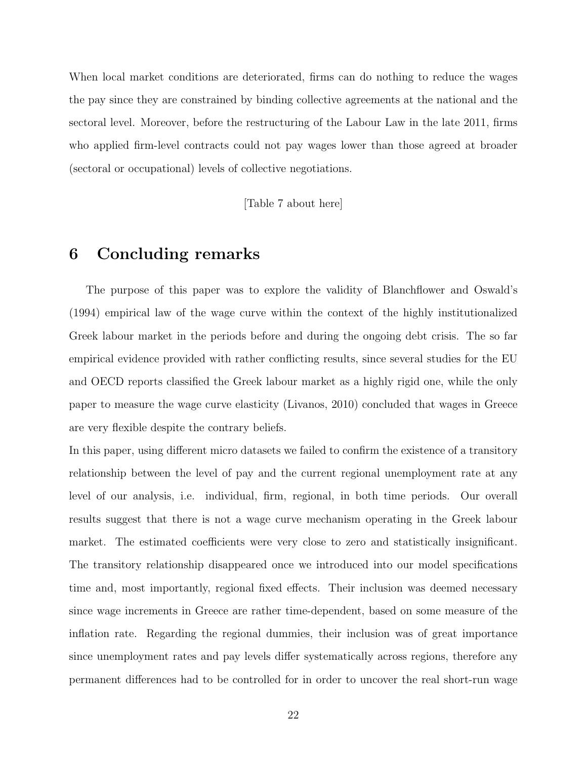When local market conditions are deteriorated, firms can do nothing to reduce the wages the pay since they are constrained by binding collective agreements at the national and the sectoral level. Moreover, before the restructuring of the Labour Law in the late 2011, firms who applied firm-level contracts could not pay wages lower than those agreed at broader (sectoral or occupational) levels of collective negotiations.

[Table 7 about here]

# 6 Concluding remarks

The purpose of this paper was to explore the validity of Blanchflower and Oswald's (1994) empirical law of the wage curve within the context of the highly institutionalized Greek labour market in the periods before and during the ongoing debt crisis. The so far empirical evidence provided with rather conflicting results, since several studies for the EU and OECD reports classified the Greek labour market as a highly rigid one, while the only paper to measure the wage curve elasticity (Livanos, 2010) concluded that wages in Greece are very flexible despite the contrary beliefs.

In this paper, using different micro datasets we failed to confirm the existence of a transitory relationship between the level of pay and the current regional unemployment rate at any level of our analysis, i.e. individual, firm, regional, in both time periods. Our overall results suggest that there is not a wage curve mechanism operating in the Greek labour market. The estimated coefficients were very close to zero and statistically insignificant. The transitory relationship disappeared once we introduced into our model specifications time and, most importantly, regional fixed effects. Their inclusion was deemed necessary since wage increments in Greece are rather time-dependent, based on some measure of the inflation rate. Regarding the regional dummies, their inclusion was of great importance since unemployment rates and pay levels differ systematically across regions, therefore any permanent differences had to be controlled for in order to uncover the real short-run wage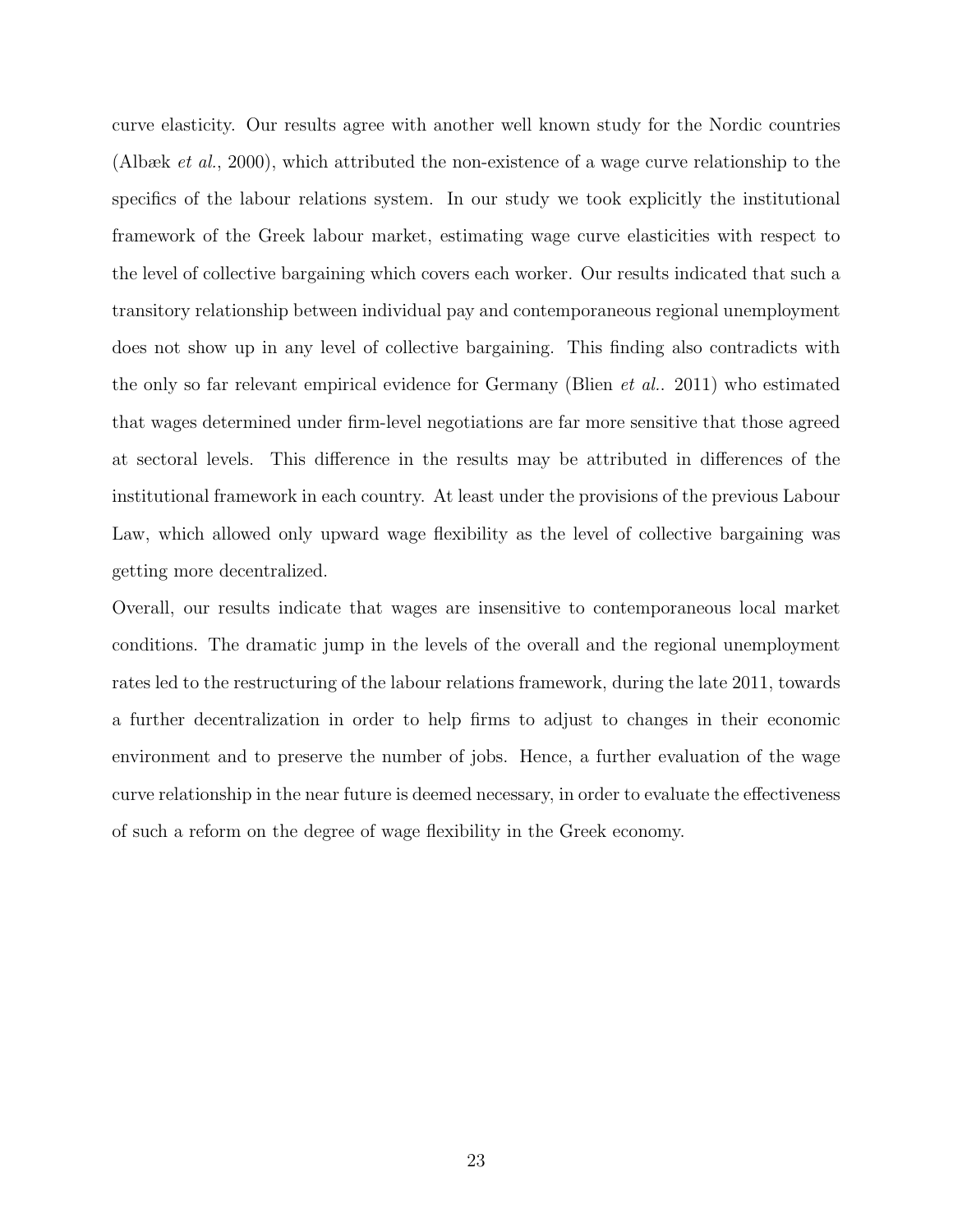curve elasticity. Our results agree with another well known study for the Nordic countries (Albæk *et al.*, 2000), which attributed the non-existence of a wage curve relationship to the specifics of the labour relations system. In our study we took explicitly the institutional framework of the Greek labour market, estimating wage curve elasticities with respect to the level of collective bargaining which covers each worker. Our results indicated that such a transitory relationship between individual pay and contemporaneous regional unemployment does not show up in any level of collective bargaining. This finding also contradicts with the only so far relevant empirical evidence for Germany (Blien *et al.*. 2011) who estimated that wages determined under firm-level negotiations are far more sensitive that those agreed at sectoral levels. This difference in the results may be attributed in differences of the institutional framework in each country. At least under the provisions of the previous Labour Law, which allowed only upward wage flexibility as the level of collective bargaining was getting more decentralized.

Overall, our results indicate that wages are insensitive to contemporaneous local market conditions. The dramatic jump in the levels of the overall and the regional unemployment rates led to the restructuring of the labour relations framework, during the late 2011, towards a further decentralization in order to help firms to adjust to changes in their economic environment and to preserve the number of jobs. Hence, a further evaluation of the wage curve relationship in the near future is deemed necessary, in order to evaluate the effectiveness of such a reform on the degree of wage flexibility in the Greek economy.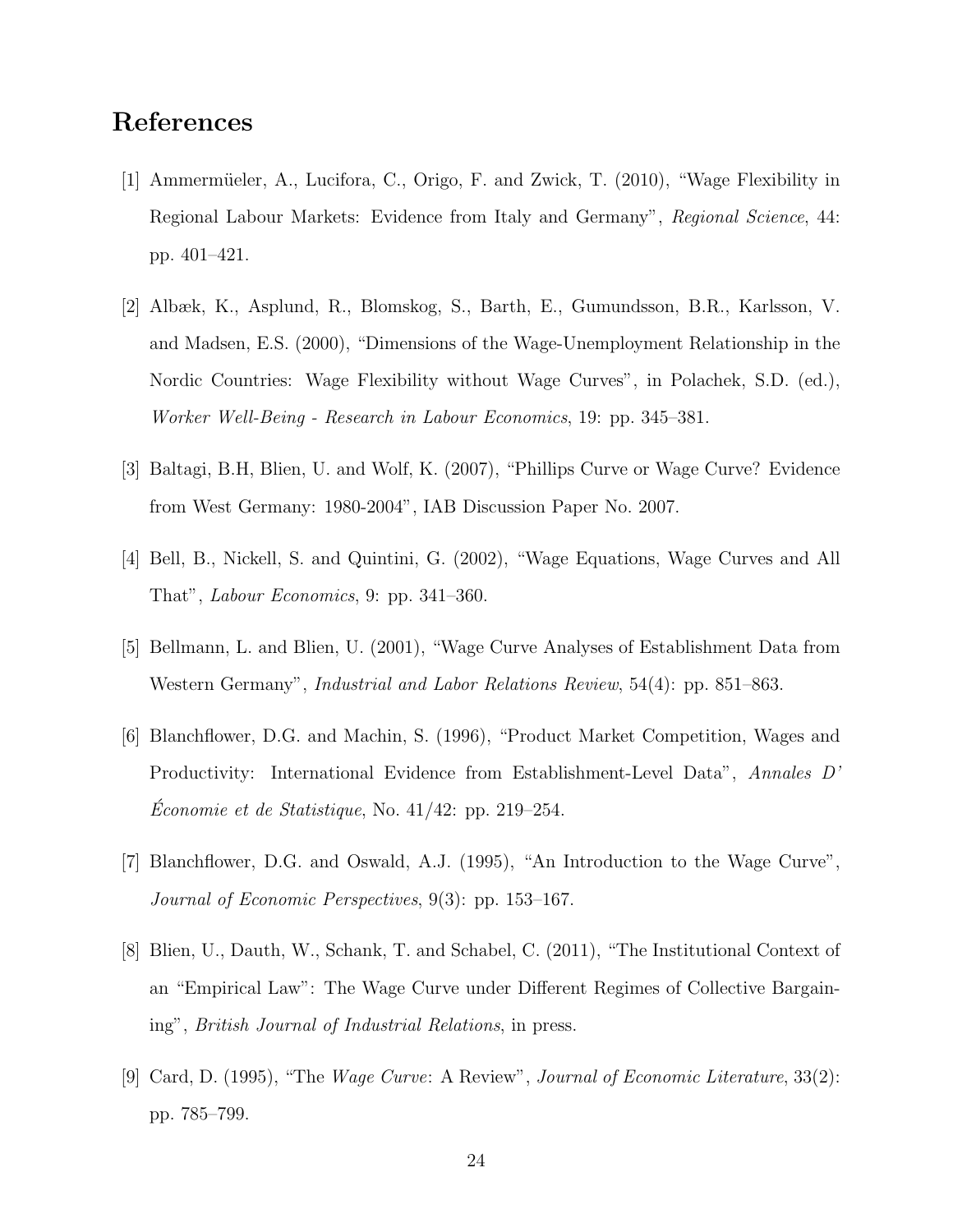## References

[1] Ammermüeler, A., Lucifora, C., Origo, F. and Zwick, T. (2010), "Wage Flexibility in Regional Labour Markets: Evidence from Italy and Germany", *Regional Science*, 44: pp. 401–421.

[2] Albæk, K., Asplund, R., Blomskog, S., Barth, E., Gumundsson, B.R., Karlsson, V. and Madsen, E.S. (2000), "Dimensions of the Wage-Unemployment Relationship in the Nordic Countries: Wage Flexibility without Wage Curves", in Polachek, S.D. (ed.), *Worker Well-Being - Research in Labour Economics*, 19: pp. 345–381.

[3] Baltagi, B.H, Blien, U. and Wolf, K. (2007), "Phillips Curve or Wage Curve? Evidence from West Germany: 1980-2004", IAB Discussion Paper No. 2007.

[4] Bell, B., Nickell, S. and Quintini, G. (2002), "Wage Equations, Wage Curves and All That", *Labour Economics*, 9: pp. 341–360.

[5] Bellmann, L. and Blien, U. (2001), "Wage Curve Analyses of Establishment Data from Western Germany", *Industrial and Labor Relations Review*, 54(4): pp. 851–863.

[6] Blanchflower, D.G. and Machin, S. (1996), "Product Market Competition, Wages and Productivity: International Evidence from Establishment-Level Data", *Annales D' Économie et de Statistique*, No. 41/42: pp. 219–254.

[7] Blanchflower, D.G. and Oswald, A.J. (1995), "An Introduction to the Wage Curve", *Journal of Economic Perspectives*, 9(3): pp. 153–167.

[8] Blien, U., Dauth, W., Schank, T. and Schabel, C. (2011), "The Institutional Context of an "Empirical Law": The Wage Curve under Different Regimes of Collective Bargaining", *British Journal of Industrial Relations*, in press.

[9] Card, D. (1995), "The *Wage Curve*: A Review", *Journal of Economic Literature*, 33(2): pp. 785–799.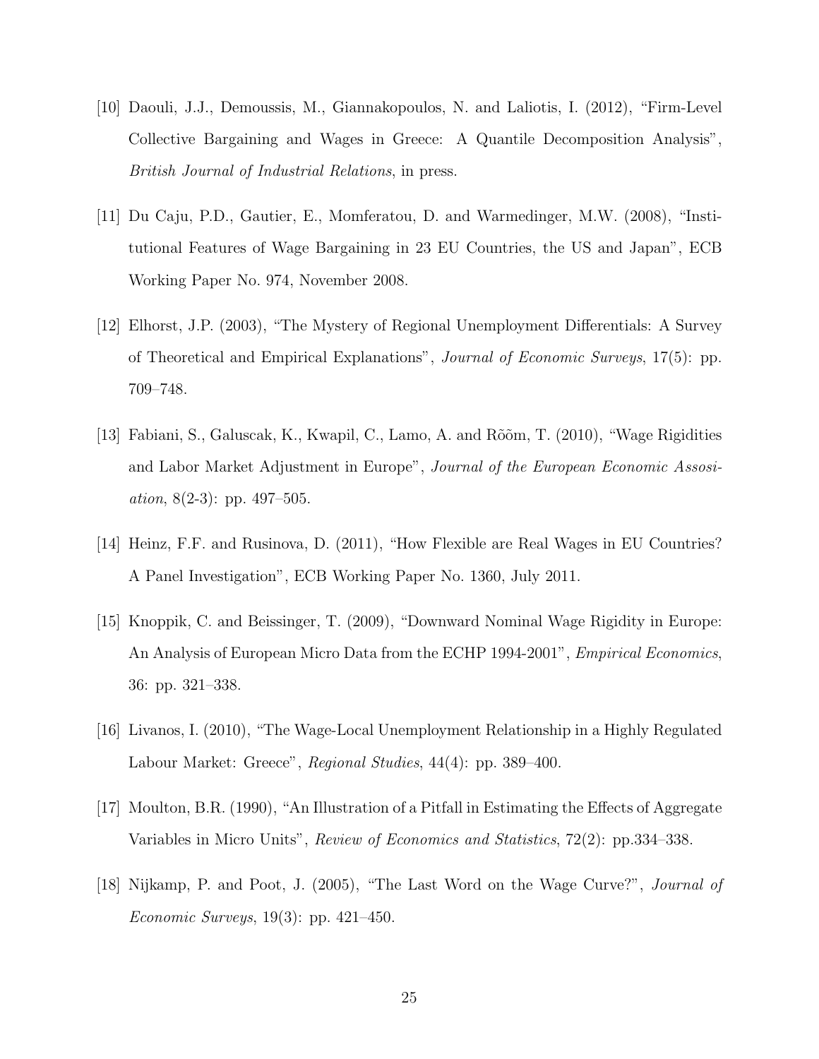[10] Daouli, J.J., Demoussis, M., Giannakopoulos, N. and Laliotis, I. (2012), "Firm-Level Collective Bargaining and Wages in Greece: A Quantile Decomposition Analysis", *British Journal of Industrial Relations*, in press.

[11] Du Caju, P.D., Gautier, E., Momferatou, D. and Warmedinger, M.W. (2008), "Institutional Features of Wage Bargaining in 23 EU Countries, the US and Japan", ECB Working Paper No. 974, November 2008.

[12] Elhorst, J.P. (2003), "The Mystery of Regional Unemployment Differentials: A Survey of Theoretical and Empirical Explanations", *Journal of Economic Surveys*, 17(5): pp. 709–748.

[13] Fabiani, S., Galuscak, K., Kwapil, C., Lamo, A. and Rõõm, T. (2010), "Wage Rigidities and Labor Market Adjustment in Europe", *Journal of the European Economic Assosiation*, 8(2-3): pp. 497–505.

[14] Heinz, F.F. and Rusinova, D. (2011), "How Flexible are Real Wages in EU Countries? A Panel Investigation", ECB Working Paper No. 1360, July 2011.

[15] Knoppik, C. and Beissinger, T. (2009), "Downward Nominal Wage Rigidity in Europe: An Analysis of European Micro Data from the ECHP 1994-2001", *Empirical Economics*, 36: pp. 321–338.

[16] Livanos, I. (2010), "The Wage-Local Unemployment Relationship in a Highly Regulated Labour Market: Greece", *Regional Studies*, 44(4): pp. 389–400.

[17] Moulton, B.R. (1990), "An Illustration of a Pitfall in Estimating the Effects of Aggregate Variables in Micro Units", *Review of Economics and Statistics*, 72(2): pp.334–338.

[18] Nijkamp, P. and Poot, J. (2005), "The Last Word on the Wage Curve?", *Journal of Economic Surveys*, 19(3): pp. 421–450.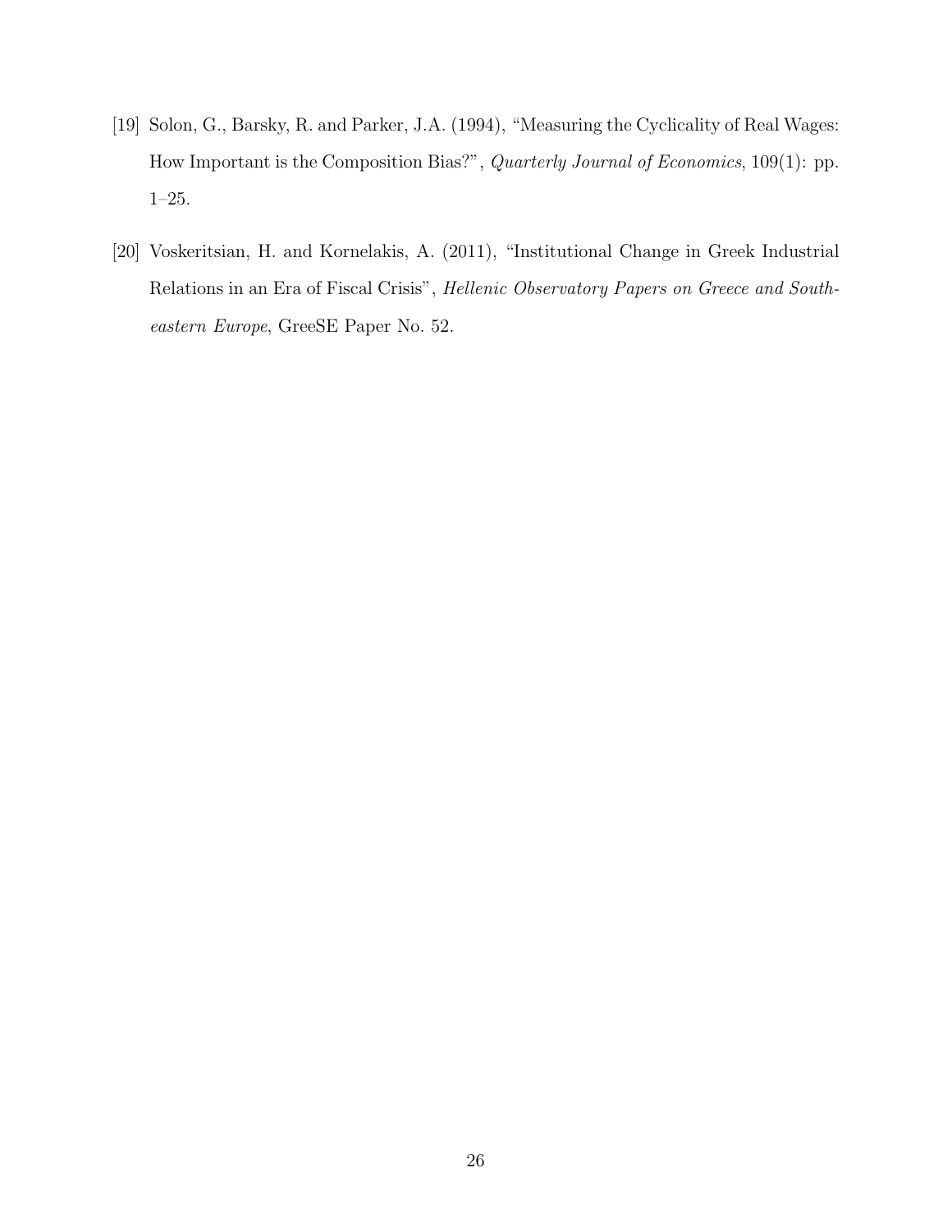[19] Solon, G., Barsky, R. and Parker, J.A. (1994), "Measuring the Cyclicality of Real Wages: How Important is the Composition Bias?", *Quarterly Journal of Economics*, 109(1): pp. 1–25.

[20] Voskeritsian, H. and Kornelakis, A. (2011), "Institutional Change in Greek Industrial Relations in an Era of Fiscal Crisis", *Hellenic Observatory Papers on Greece and Southeastern Europe*, GreeSE Paper No. 52.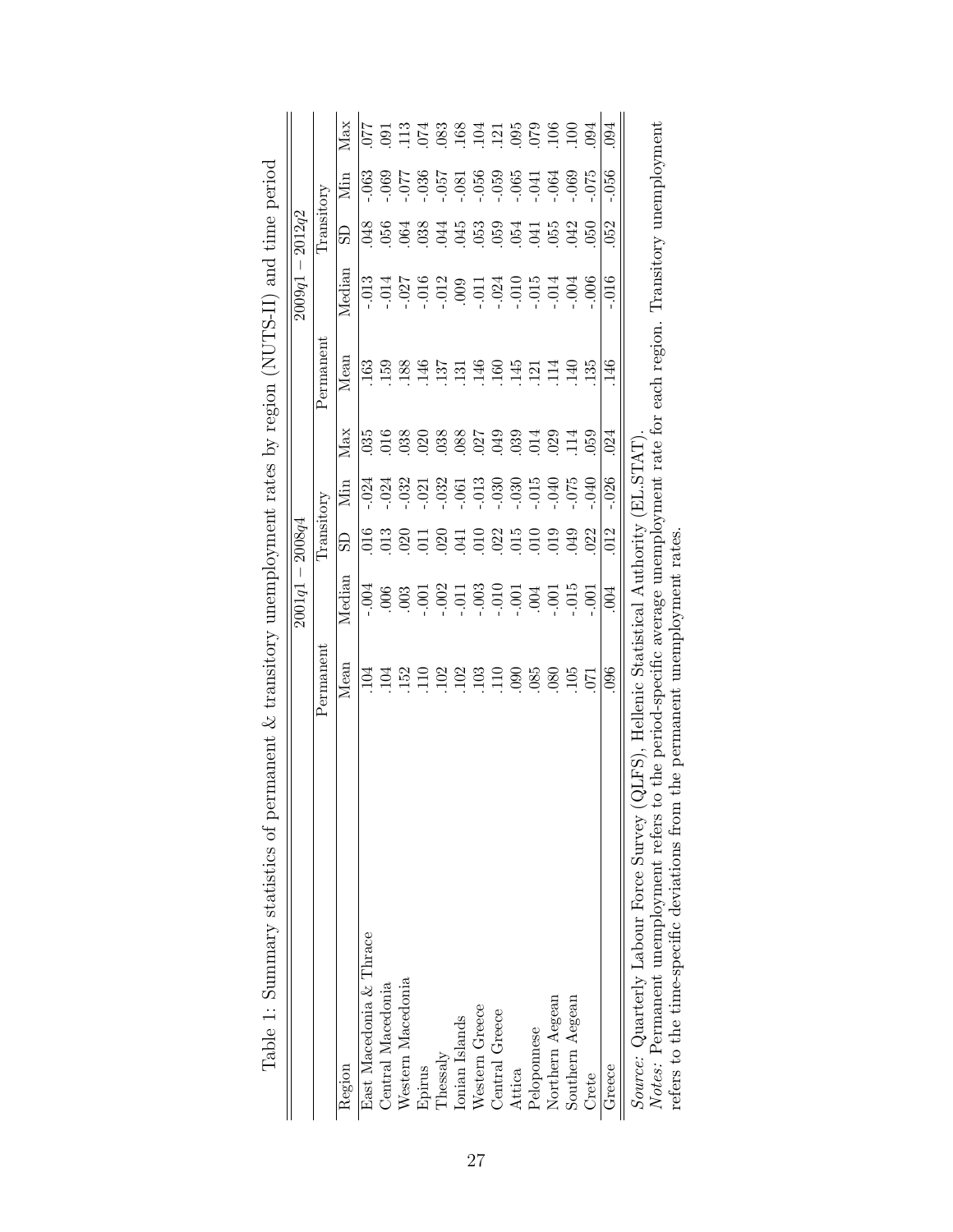Table 1: Summary statistics of permanent & transitory unemployment rates by region (NUTS-II) and time period

| | $2001q1-2008q4$ | | | | | $2009q1-2012q2$ | | | | |
|---|---|---|---|---|---|---|---|---|---|---|
| | Permanent | Transitory | | | | Permanent | Transitory | | | |
| Region | Mean | Median | SD | Min | Max | Mean | Median | SD | Min | Max |
| East Macedonia & Thrace | .104 | -.004 | .016 | -.024 | .035 | .163 | -.013 | .048 | -.063 | .077 |
| Central Macedonia | .104 | .006 | .013 | -.024 | .016 | .159 | -.014 | .056 | -.069 | .091 |
| Western Macedonia | .152 | .003 | .020 | -.032 | .038 | .188 | -.027 | .064 | -.077 | .113 |
| Epirus | .110 | -.001 | .011 | -.021 | .020 | .146 | -.016 | .038 | -.036 | .074 |
| Thessaly | .102 | -.002 | .020 | -.032 | .038 | .137 | -.012 | .044 | -.057 | .083 |
| Ionian Islands | .102 | -.011 | .041 | -.061 | .088 | .131 | .009 | .045 | -.081 | .168 |
| Western Greece | .103 | -.003 | .010 | -.013 | .027 | .146 | -.011 | .053 | -.056 | .104 |
| Central Greece | .110 | -.010 | .022 | -.030 | .049 | .160 | -.024 | .059 | -.059 | .121 |
| Attica | .090 | -.001 | .015 | -.030 | .039 | .145 | -.010 | .054 | -.065 | .095 |
| Peloponnese | .085 | .004 | .010 | -.015 | .014 | .121 | -.015 | .041 | -.041 | .079 |
| Northern Aegean | .080 | -.001 | .019 | -.040 | .029 | .114 | -.014 | .055 | -.064 | .106 |
| Southern Aegean | .105 | -.015 | .049 | -.075 | .114 | .140 | -.004 | .042 | -.069 | .100 |
| Crete | .071 | -.001 | .022 | -.040 | .059 | .135 | -.006 | .050 | -.075 | .094 |
| Greece | .096 | .004 | .012 | -.026 | .024 | .146 | -.016 | .052 | -.056 | .094 |

*Source:* Quarterly Labour Force Survey (QLFS), Hellenic Statistical Authority (EL.STAT).
*Notes:* Permanent unemployment refers to the period-specific average unemployment rate for each region. Transitory unemployment refers to the time-specific deviations from the permanent unemployment rates.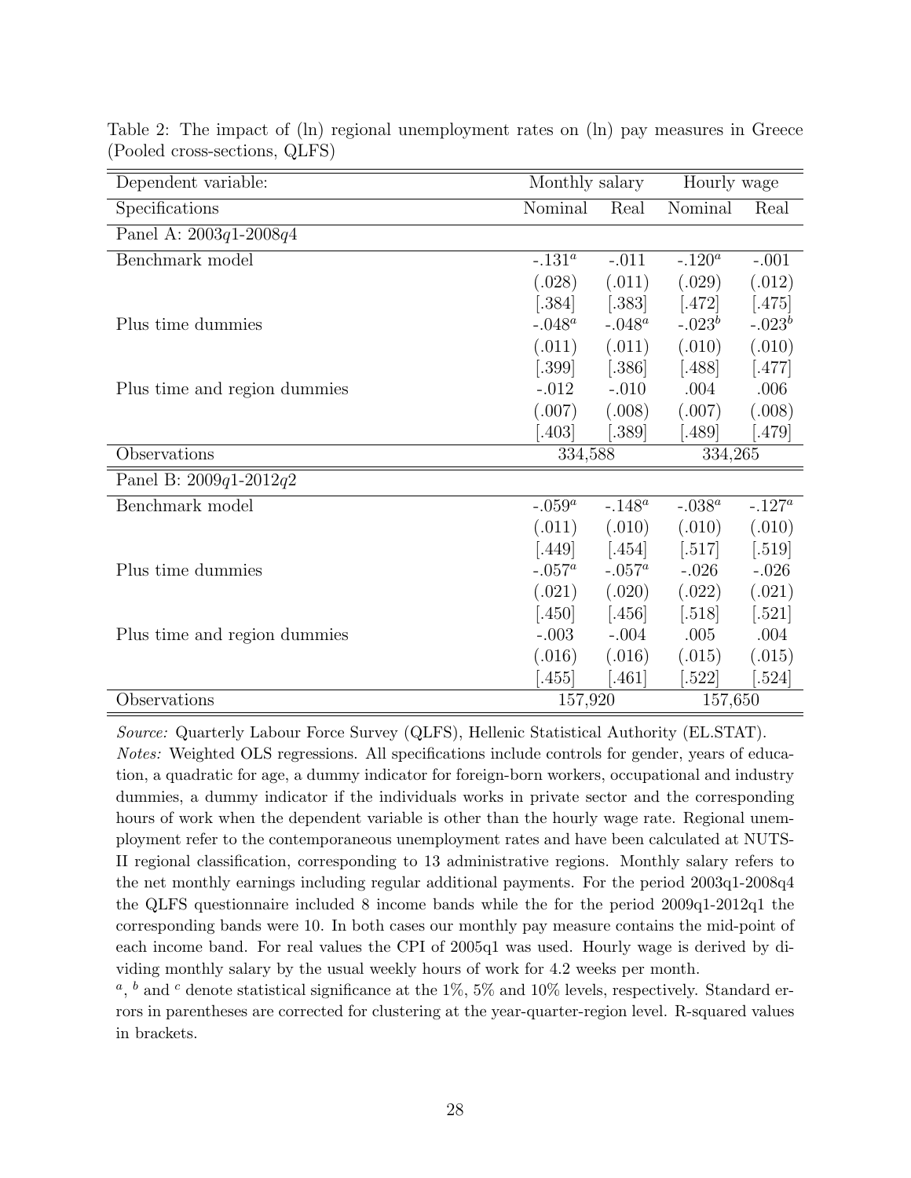Table 2: The impact of (ln) regional unemployment rates on (ln) pay measures in Greece (Pooled cross-sections, QLFS)

| Dependent variable: | Monthly salary | | Hourly wage | |
|---|---|---|---|---|
| Specifications | Nominal | Real | Nominal | Real |
| Panel A: 2003*q*1-2008*q*4 | | | | |
| Benchmark model | -.131[a] | -.011 | -.120[a] | -.001 |
| | (.028) | (.011) | (.029) | (.012) |
| | [.384] | [.383] | [.472] | [.475] |
| Plus time dummies | -.048[a] | -.048[a] | -.023[b] | -.023[b] |
| | (.011) | (.011) | (.010) | (.010) |
| | [.399] | [.386] | [.488] | [.477] |
| Plus time and region dummies | -.012 | -.010 | .004 | .006 |
| | (.007) | (.008) | (.007) | (.008) |
| | [.403] | [.389] | [.489] | [.479] |
| Observations | 334,588 | | 334,265 | |
| Panel B: 2009*q*1-2012*q*2 | | | | |
| Benchmark model | -.059[a] | -.148[a] | -.038[a] | -.127[a] |
| | (.011) | (.010) | (.010) | (.010) |
| | [.449] | [.454] | [.517] | [.519] |
| Plus time dummies | -.057[a] | -.057[a] | -.026 | -.026 |
| | (.021) | (.020) | (.022) | (.021) |
| | [.450] | [.456] | [.518] | [.521] |
| Plus time and region dummies | -.003 | -.004 | .005 | .004 |
| | (.016) | (.016) | (.015) | (.015) |
| | [.455] | [.461] | [.522] | [.524] |
| Observations | 157,920 | | 157,650 | |

*Source:* Quarterly Labour Force Survey (QLFS), Hellenic Statistical Authority (EL.STAT).

*Notes:* Weighted OLS regressions. All specifications include controls for gender, years of education, a quadratic for age, a dummy indicator for foreign-born workers, occupational and industry dummies, a dummy indicator if the individuals works in private sector and the corresponding hours of work when the dependent variable is other than the hourly wage rate. Regional unemployment refer to the contemporaneous unemployment rates and have been calculated at NUTS-II regional classification, corresponding to 13 administrative regions. Monthly salary refers to the net monthly earnings including regular additional payments. For the period 2003q1-2008q4 the QLFS questionnaire included 8 income bands while the for the period 2009q1-2012q1 the corresponding bands were 10. In both cases our monthly pay measure contains the mid-point of each income band. For real values the CPI of 2005q1 was used. Hourly wage is derived by dividing monthly salary by the usual weekly hours of work for 4.2 weeks per month.

[a], [b] and [c] denote statistical significance at the 1%, 5% and 10% levels, respectively. Standard errors in parentheses are corrected for clustering at the year-quarter-region level. R-squared values in brackets.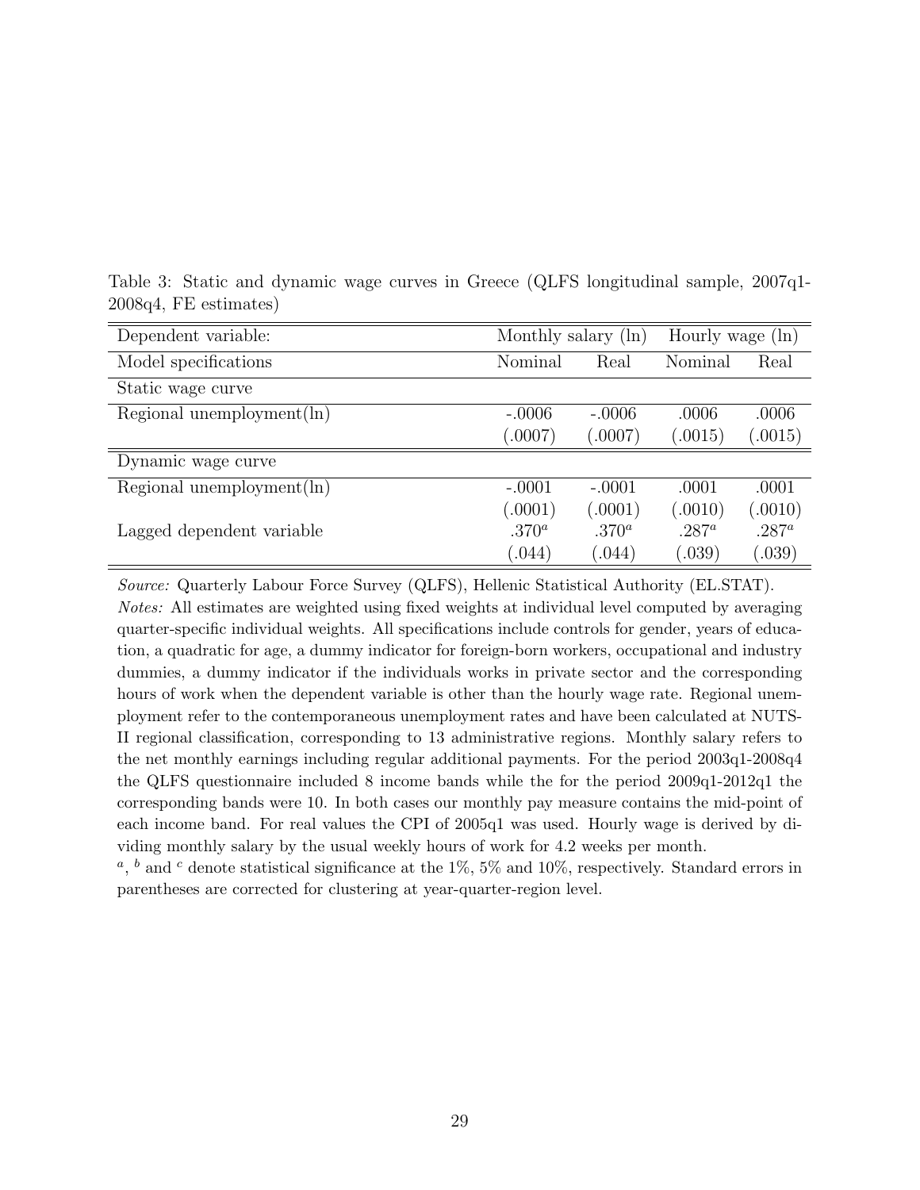Table 3: Static and dynamic wage curves in Greece (QLFS longitudinal sample, 2007q1-2008q4, FE estimates)

| Dependent variable: | Monthly salary (ln) | | Hourly wage (ln) | |
|---|---|---|---|---|
| Model specifications | Nominal | Real | Nominal | Real |
| Static wage curve | | | | |
| Regional unemployment(ln) | -.0006 | -.0006 | .0006 | .0006 |
| | (.0007) | (.0007) | (.0015) | (.0015) |
| Dynamic wage curve | | | | |
| Regional unemployment(ln) | -.0001 | -.0001 | .0001 | .0001 |
| | (.0001) | (.0001) | (.0010) | (.0010) |
| Lagged dependent variable | .370[a] | .370[a] | .287[a] | .287[a] |
| | (.044) | (.044) | (.039) | (.039) |

*Source:* Quarterly Labour Force Survey (QLFS), Hellenic Statistical Authority (EL.STAT).
*Notes:* All estimates are weighted using fixed weights at individual level computed by averaging quarter-specific individual weights. All specifications include controls for gender, years of education, a quadratic for age, a dummy indicator for foreign-born workers, occupational and industry dummies, a dummy indicator if the individuals works in private sector and the corresponding hours of work when the dependent variable is other than the hourly wage rate. Regional unemployment refer to the contemporaneous unemployment rates and have been calculated at NUTS-II regional classification, corresponding to 13 administrative regions. Monthly salary refers to the net monthly earnings including regular additional payments. For the period 2003q1-2008q4 the QLFS questionnaire included 8 income bands while the for the period 2009q1-2012q1 the corresponding bands were 10. In both cases our monthly pay measure contains the mid-point of each income band. For real values the CPI of 2005q1 was used. Hourly wage is derived by dividing monthly salary by the usual weekly hours of work for 4.2 weeks per month.
[a], [b] and [c] denote statistical significance at the 1%, 5% and 10%, respectively. Standard errors in parentheses are corrected for clustering at year-quarter-region level.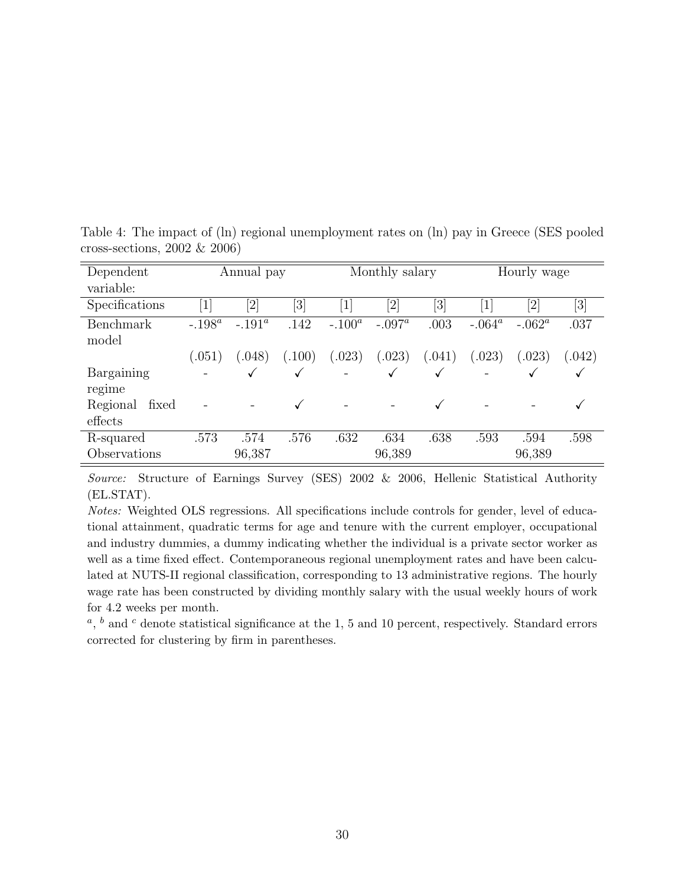Table 4: The impact of (ln) regional unemployment rates on (ln) pay in Greece (SES pooled cross-sections, 2002 & 2006)

| Dependent variable: | Annual pay | | | Monthly salary | | | Hourly wage | | |
|---|---|---|---|---|---|---|---|---|---|
| Specifications | [1] | [2] | [3] | [1] | [2] | [3] | [1] | [2] | [3] |
| Benchmark model | -.198[a] | -.191[a] | .142 | -.100[a] | -.097[a] | .003 | -.064[a] | -.062[a] | .037 |
| | (.051) | (.048) | (.100) | (.023) | (.023) | (.041) | (.023) | (.023) | (.042) |
| Bargaining regime | - | ✓ | ✓ | - | ✓ | ✓ | - | ✓ | ✓ |
| Regional fixed effects | - | - | ✓ | - | - | ✓ | - | - | ✓ |
| R-squared | .573 | .574 | .576 | .632 | .634 | .638 | .593 | .594 | .598 |
| Observations | | 96,387 | | | 96,389 | | | 96,389 | |

*Source:* Structure of Earnings Survey (SES) 2002 & 2006, Hellenic Statistical Authority (EL.STAT).

*Notes:* Weighted OLS regressions. All specifications include controls for gender, level of educational attainment, quadratic terms for age and tenure with the current employer, occupational and industry dummies, a dummy indicating whether the individual is a private sector worker as well as a time fixed effect. Contemporaneous regional unemployment rates and have been calculated at NUTS-II regional classification, corresponding to 13 administrative regions. The hourly wage rate has been constructed by dividing monthly salary with the usual weekly hours of work for 4.2 weeks per month.

[a], [b] and [c] denote statistical significance at the 1, 5 and 10 percent, respectively. Standard errors corrected for clustering by firm in parentheses.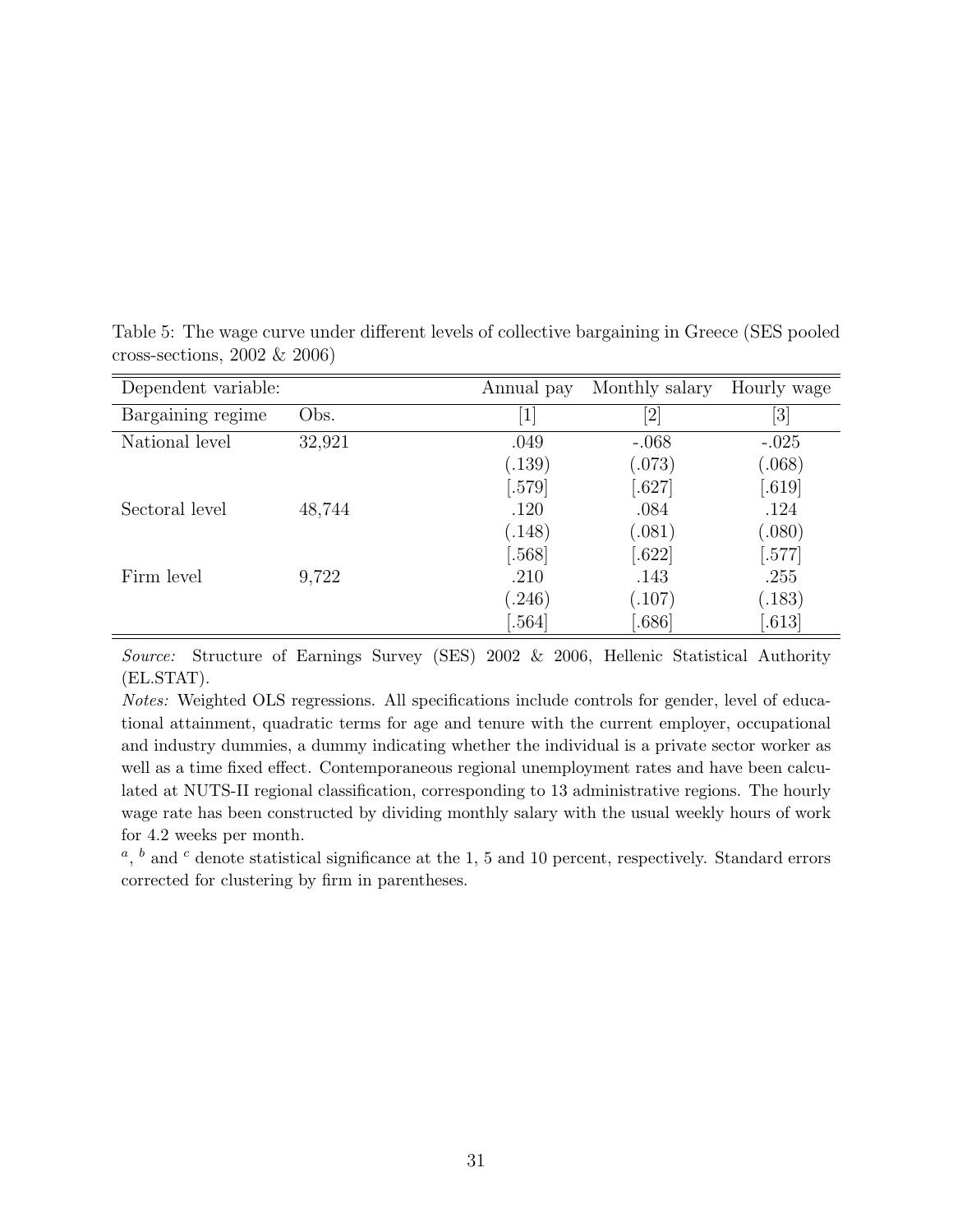Table 5: The wage curve under different levels of collective bargaining in Greece (SES pooled cross-sections, 2002 & 2006)

| Dependent variable: | | Annual pay | Monthly salary | Hourly wage |
|---|---|---|---|---|
| Bargaining regime | Obs. | [1] | [2] | [3] |
| National level | 32,921 | .049 | -.068 | -.025 |
| | | (.139) | (.073) | (.068) |
| | | [.579] | [.627] | [.619] |
| Sectoral level | 48,744 | .120 | .084 | .124 |
| | | (.148) | (.081) | (.080) |
| | | [.568] | [.622] | [.577] |
| Firm level | 9,722 | .210 | .143 | .255 |
| | | (.246) | (.107) | (.183) |
| | | [.564] | [.686] | [.613] |

*Source:* Structure of Earnings Survey (SES) 2002 & 2006, Hellenic Statistical Authority (EL.STAT).

*Notes:* Weighted OLS regressions. All specifications include controls for gender, level of educational attainment, quadratic terms for age and tenure with the current employer, occupational and industry dummies, a dummy indicating whether the individual is a private sector worker as well as a time fixed effect. Contemporaneous regional unemployment rates and have been calculated at NUTS-II regional classification, corresponding to 13 administrative regions. The hourly wage rate has been constructed by dividing monthly salary with the usual weekly hours of work for 4.2 weeks per month.

[a], [b] and [c] denote statistical significance at the 1, 5 and 10 percent, respectively. Standard errors corrected for clustering by firm in parentheses.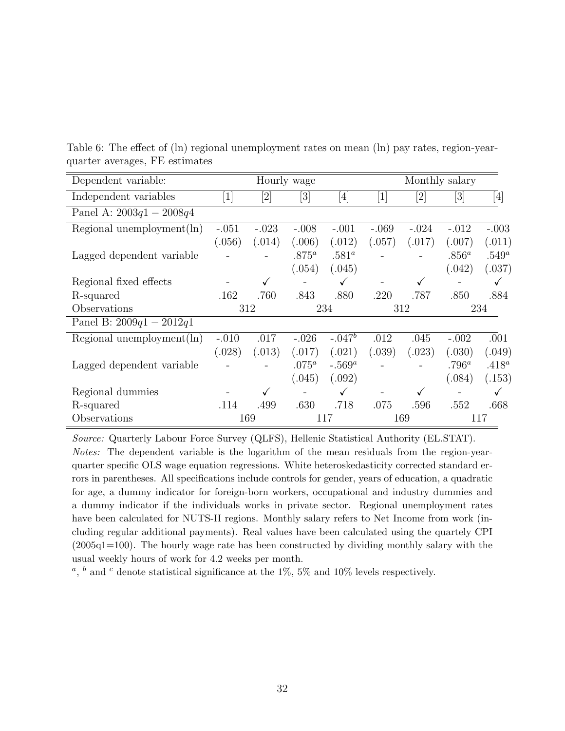Table 6: The effect of (ln) regional unemployment rates on mean (ln) pay rates, region-year-quarter averages, FE estimates

| Dependent variable: | Hourly wage | | | | Monthly salary | | | |
|---|---|---|---|---|---|---|---|---|
| Independent variables | [1] | [2] | [3] | [4] | [1] | [2] | [3] | [4] |
| Panel A: $2003q1-2008q4$ | | | | | | | | |
| Regional unemployment(ln) | -.051 | -.023 | -.008 | -.001 | -.069 | -.024 | -.012 | -.003 |
| | (.056) | (.014) | (.006) | (.012) | (.057) | (.017) | (.007) | (.011) |
| Lagged dependent variable | - | - | .875[a] | .581[a] | - | - | .856[a] | .549[a] |
| | | | (.054) | (.045) | | | (.042) | (.037) |
| Regional fixed effects | - | ✓ | - | ✓ | - | ✓ | - | ✓ |
| R-squared | .162 | .760 | .843 | .880 | .220 | .787 | .850 | .884 |
| Observations | 312 | | 234 | | 312 | | 234 | |
| Panel B: $2009q1-2012q1$ | | | | | | | | |
| Regional unemployment(ln) | -.010 | .017 | -.026 | -.047[b] | .012 | .045 | -.002 | .001 |
| | (.028) | (.013) | (.017) | (.021) | (.039) | (.023) | (.030) | (.049) |
| Lagged dependent variable | - | - | .075[a] | -.569[a] | - | - | .796[a] | .418[a] |
| | | | (.045) | (.092) | | | (.084) | (.153) |
| Regional dummies | - | ✓ | - | ✓ | - | ✓ | - | ✓ |
| R-squared | .114 | .499 | .630 | .718 | .075 | .596 | .552 | .668 |
| Observations | 169 | | 117 | | 169 | | 117 | |

*Source:* Quarterly Labour Force Survey (QLFS), Hellenic Statistical Authority (EL.STAT).

*Notes:* The dependent variable is the logarithm of the mean residuals from the region-year-quarter specific OLS wage equation regressions. White heteroskedasticity corrected standard errors in parentheses. All specifications include controls for gender, years of education, a quadratic for age, a dummy indicator for foreign-born workers, occupational and industry dummies and a dummy indicator if the individuals works in private sector. Regional unemployment rates have been calculated for NUTS-II regions. Monthly salary refers to Net Income from work (including regular additional payments). Real values have been calculated using the quartely CPI (2005q1=100). The hourly wage rate has been constructed by dividing monthly salary with the usual weekly hours of work for 4.2 weeks per month.

[a], [b] and [c] denote statistical significance at the 1%, 5% and 10% levels respectively.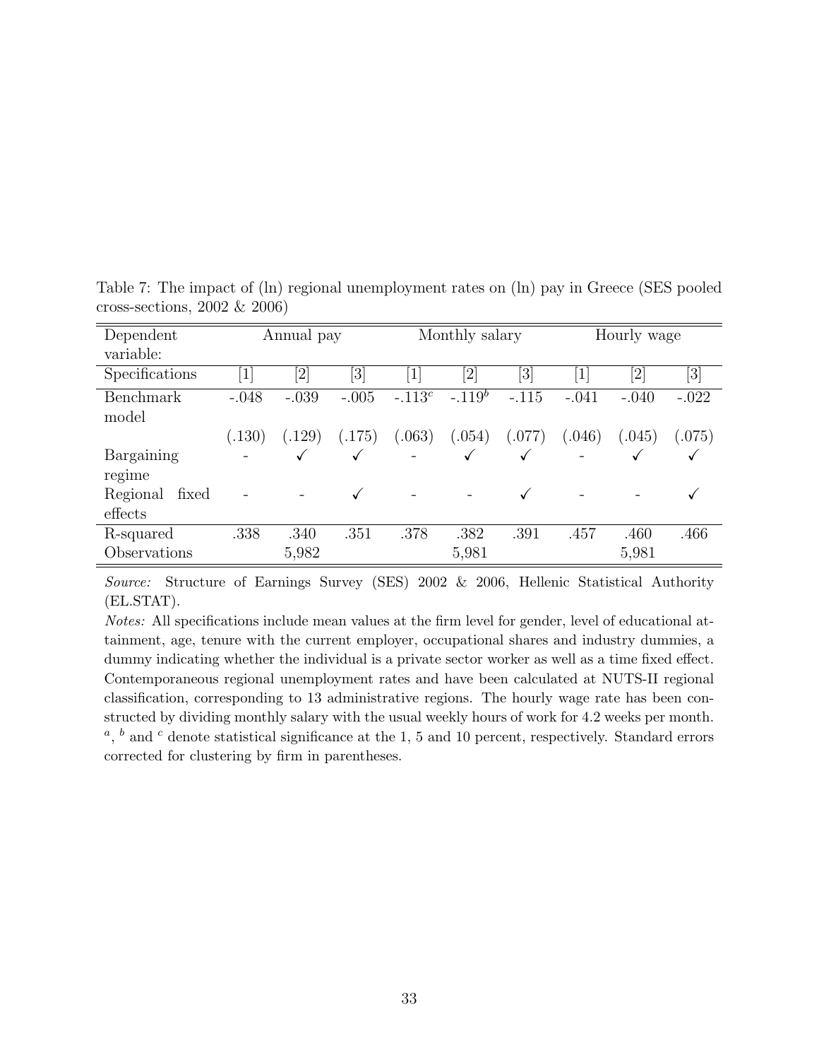Table 7: The impact of (ln) regional unemployment rates on (ln) pay in Greece (SES pooled cross-sections, 2002 & 2006)

| Dependent variable: | Annual pay | | | Monthly salary | | | Hourly wage | | |
|---|---|---|---|---|---|---|---|---|---|
| Specifications | [1] | [2] | [3] | [1] | [2] | [3] | [1] | [2] | [3] |
| Benchmark model | -.048 | -.039 | -.005 | -.113$^{c}$ | -.119$^{b}$ | -.115 | -.041 | -.040 | -.022 |
| | (.130) | (.129) | (.175) | (.063) | (.054) | (.077) | (.046) | (.045) | (.075) |
| Bargaining regime | - | ✓ | ✓ | - | ✓ | ✓ | - | ✓ | ✓ |
| Regional fixed effects | - | - | ✓ | - | - | ✓ | - | - | ✓ |
| R-squared | .338 | .340 | .351 | .378 | .382 | .391 | .457 | .460 | .466 |
| Observations | | 5,982 | | | 5,981 | | | 5,981 | |

*Source:* Structure of Earnings Survey (SES) 2002 & 2006, Hellenic Statistical Authority (EL.STAT).

*Notes:* All specifications include mean values at the firm level for gender, level of educational attainment, age, tenure with the current employer, occupational shares and industry dummies, a dummy indicating whether the individual is a private sector worker as well as a time fixed effect. Contemporaneous regional unemployment rates and have been calculated at NUTS-II regional classification, corresponding to 13 administrative regions. The hourly wage rate has been constructed by dividing monthly salary with the usual weekly hours of work for 4.2 weeks per month. $^{a}$, $^{b}$ and $^{c}$ denote statistical significance at the 1, 5 and 10 percent, respectively. Standard errors corrected for clustering by firm in parentheses.